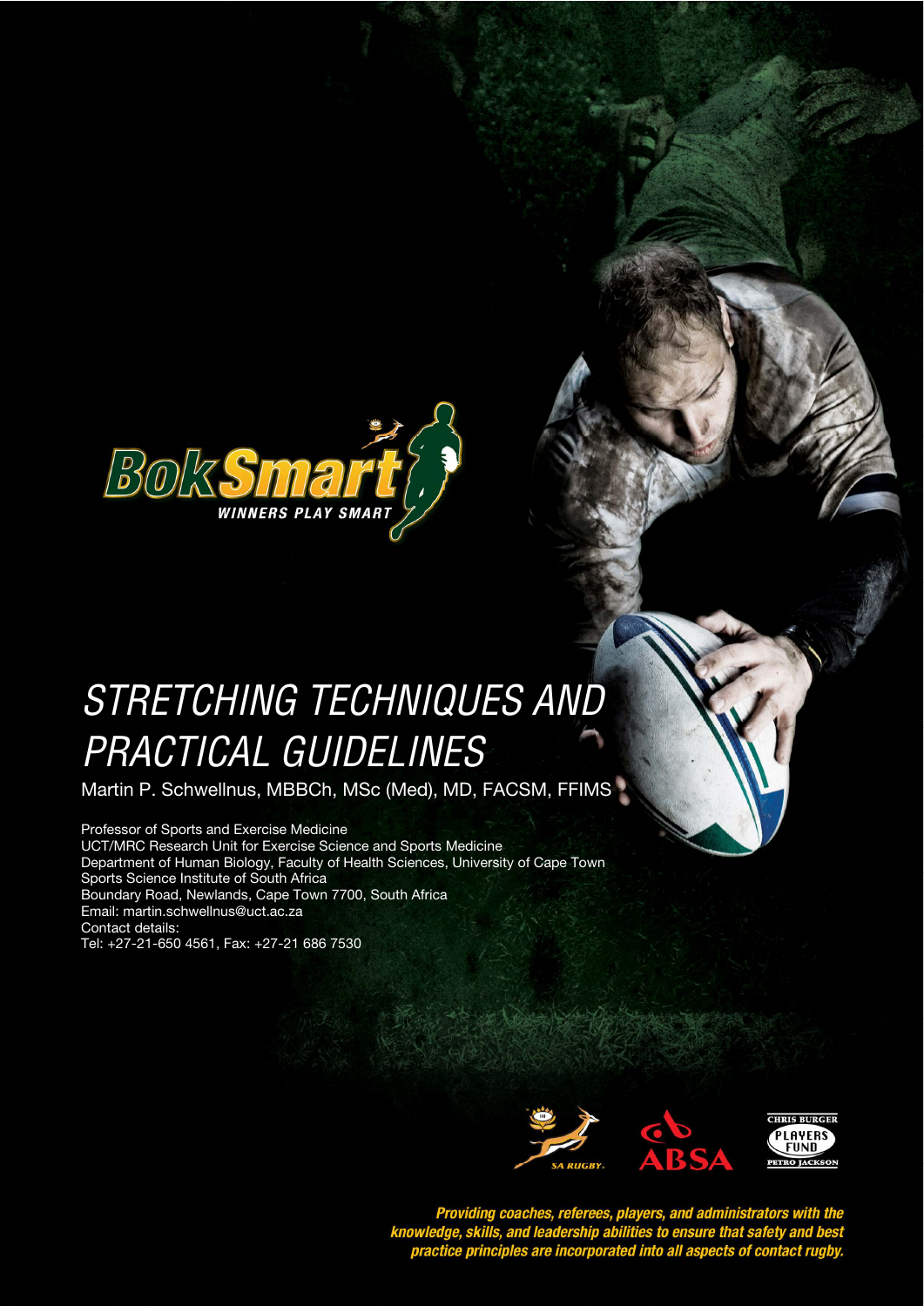# STRETCHING TECHNIQUES AND PRACTICAL GUIDELINES

Martin P. Schwellnus, MBBCh, MSc (Med), MD, FACSM, FFIMS

Professor of Sports and Exercise Medicine
UCT/MRC Research Unit for Exercise Science and Sports Medicine
Department of Human Biology, Faculty of Health Sciences, University of Cape Town
Sports Science Institute of South Africa
Boundary Road, Newlands, Cape Town 7700, South Africa
Email: martin.schwellnus@uct.ac.za
Contact details:
Tel: +27-21-650 4561, Fax: +27-21 686 7530

***Providing coaches, referees, players, and administrators with the knowledge, skills, and leadership abilities to ensure that safety and best practice principles are incorporated into all aspects of contact rugby.***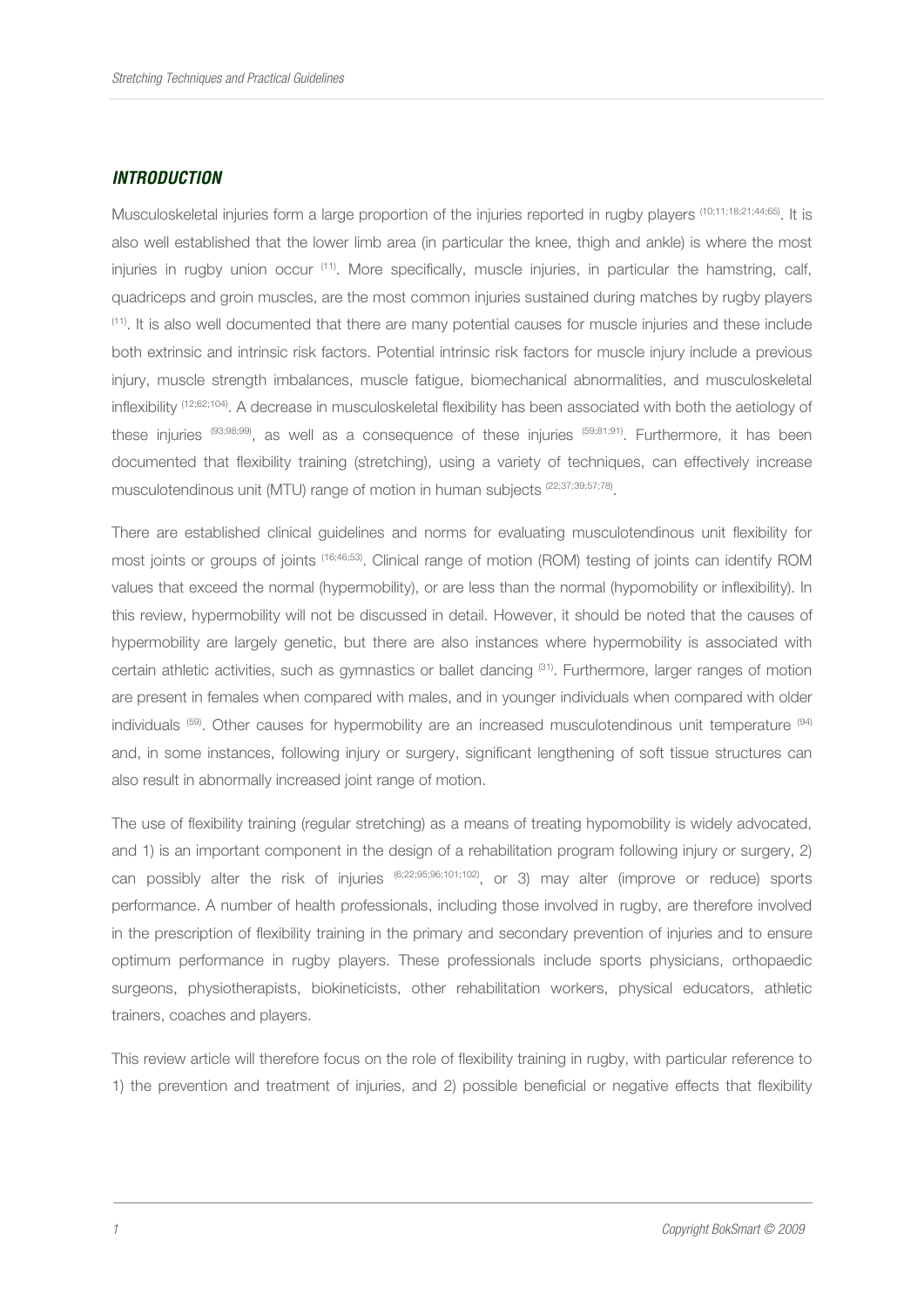## *INTRODUCTION*

Musculoskeletal injuries form a large proportion of the injuries reported in rugby players [10;11;18;21;44;65]. It is also well established that the lower limb area (in particular the knee, thigh and ankle) is where the most injuries in rugby union occur [11]. More specifically, muscle injuries, in particular the hamstring, calf, quadriceps and groin muscles, are the most common injuries sustained during matches by rugby players [11]. It is also well documented that there are many potential causes for muscle injuries and these include both extrinsic and intrinsic risk factors. Potential intrinsic risk factors for muscle injury include a previous injury, muscle strength imbalances, muscle fatigue, biomechanical abnormalities, and musculoskeletal inflexibility [12;62;104]. A decrease in musculoskeletal flexibility has been associated with both the aetiology of these injuries [93;98;99], as well as a consequence of these injuries [59;81;91]. Furthermore, it has been documented that flexibility training (stretching), using a variety of techniques, can effectively increase musculotendinous unit (MTU) range of motion in human subjects [22;37;39;57;78].

There are established clinical guidelines and norms for evaluating musculotendinous unit flexibility for most joints or groups of joints [16;46;53]. Clinical range of motion (ROM) testing of joints can identify ROM values that exceed the normal (hypermobility), or are less than the normal (hypomobility or inflexibility). In this review, hypermobility will not be discussed in detail. However, it should be noted that the causes of hypermobility are largely genetic, but there are also instances where hypermobility is associated with certain athletic activities, such as gymnastics or ballet dancing [31]. Furthermore, larger ranges of motion are present in females when compared with males, and in younger individuals when compared with older individuals [59]. Other causes for hypermobility are an increased musculotendinous unit temperature [94] and, in some instances, following injury or surgery, significant lengthening of soft tissue structures can also result in abnormally increased joint range of motion.

The use of flexibility training (regular stretching) as a means of treating hypomobility is widely advocated, and 1) is an important component in the design of a rehabilitation program following injury or surgery, 2) can possibly alter the risk of injuries [6;22;95;96;101;102], or 3) may alter (improve or reduce) sports performance. A number of health professionals, including those involved in rugby, are therefore involved in the prescription of flexibility training in the primary and secondary prevention of injuries and to ensure optimum performance in rugby players. These professionals include sports physicians, orthopaedic surgeons, physiotherapists, biokineticists, other rehabilitation workers, physical educators, athletic trainers, coaches and players.

This review article will therefore focus on the role of flexibility training in rugby, with particular reference to 1) the prevention and treatment of injuries, and 2) possible beneficial or negative effects that flexibility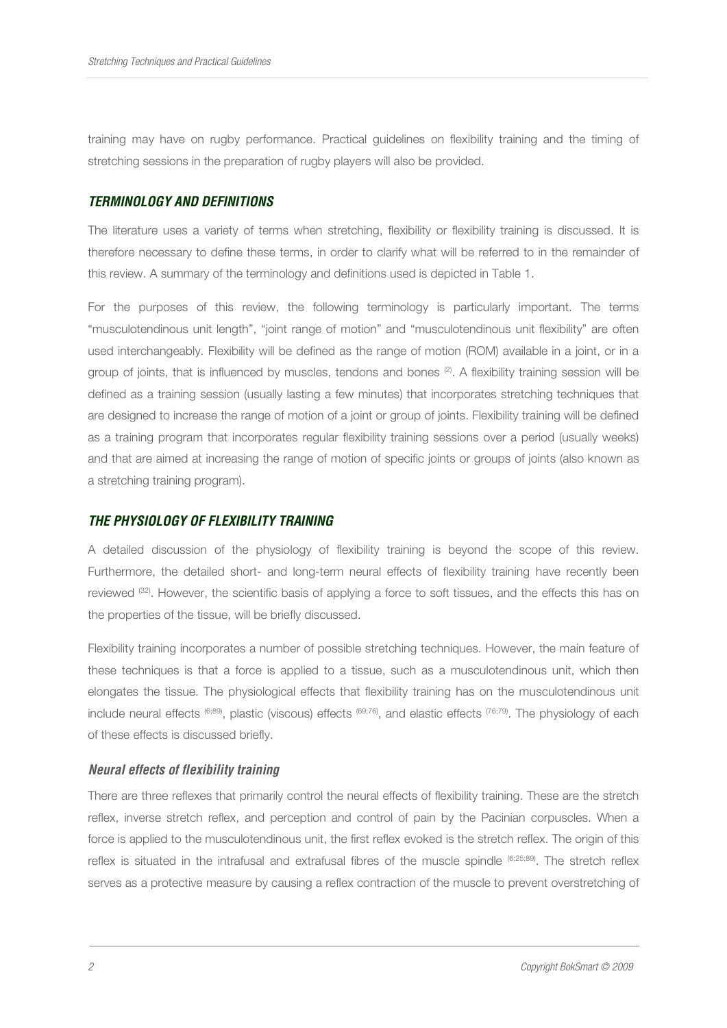training may have on rugby performance. Practical guidelines on flexibility training and the timing of stretching sessions in the preparation of rugby players will also be provided.

## *TERMINOLOGY AND DEFINITIONS*

The literature uses a variety of terms when stretching, flexibility or flexibility training is discussed. It is therefore necessary to define these terms, in order to clarify what will be referred to in the remainder of this review. A summary of the terminology and definitions used is depicted in Table 1.

For the purposes of this review, the following terminology is particularly important. The terms "musculotendinous unit length", "joint range of motion" and "musculotendinous unit flexibility" are often used interchangeably. Flexibility will be defined as the range of motion (ROM) available in a joint, or in a group of joints, that is influenced by muscles, tendons and bones [2]. A flexibility training session will be defined as a training session (usually lasting a few minutes) that incorporates stretching techniques that are designed to increase the range of motion of a joint or group of joints. Flexibility training will be defined as a training program that incorporates regular flexibility training sessions over a period (usually weeks) and that are aimed at increasing the range of motion of specific joints or groups of joints (also known as a stretching training program).

## *THE PHYSIOLOGY OF FLEXIBILITY TRAINING*

A detailed discussion of the physiology of flexibility training is beyond the scope of this review. Furthermore, the detailed short- and long-term neural effects of flexibility training have recently been reviewed [32]. However, the scientific basis of applying a force to soft tissues, and the effects this has on the properties of the tissue, will be briefly discussed.

Flexibility training incorporates a number of possible stretching techniques. However, the main feature of these techniques is that a force is applied to a tissue, such as a musculotendinous unit, which then elongates the tissue. The physiological effects that flexibility training has on the musculotendinous unit include neural effects [6;89], plastic (viscous) effects [69;76], and elastic effects [76;79]. The physiology of each of these effects is discussed briefly.

### *Neural effects of flexibility training*

There are three reflexes that primarily control the neural effects of flexibility training. These are the stretch reflex, inverse stretch reflex, and perception and control of pain by the Pacinian corpuscles. When a force is applied to the musculotendinous unit, the first reflex evoked is the stretch reflex. The origin of this reflex is situated in the intrafusal and extrafusal fibres of the muscle spindle [6;25;89]. The stretch reflex serves as a protective measure by causing a reflex contraction of the muscle to prevent overstretching of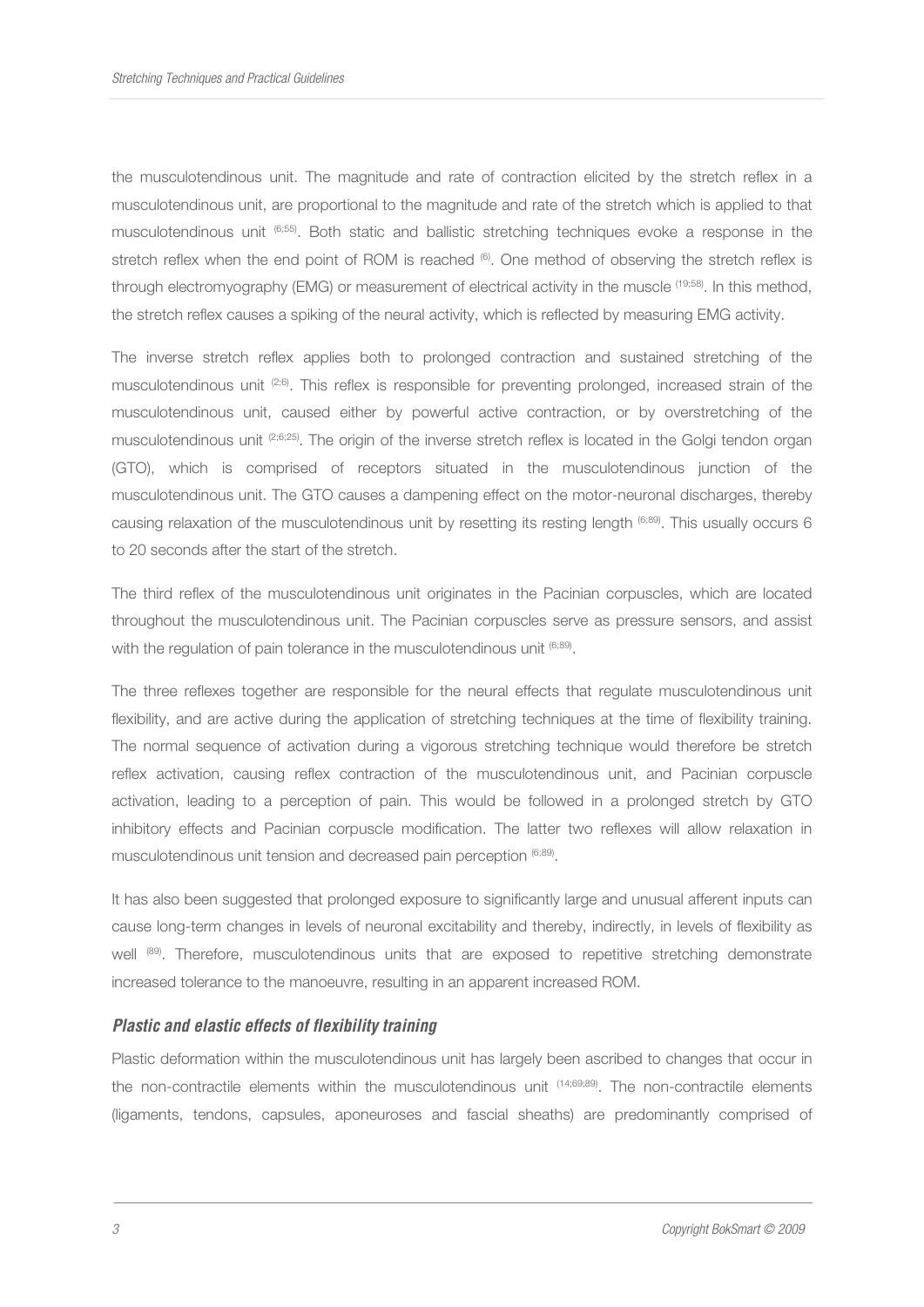the musculotendinous unit. The magnitude and rate of contraction elicited by the stretch reflex in a musculotendinous unit, are proportional to the magnitude and rate of the stretch which is applied to that musculotendinous unit [6;55]. Both static and ballistic stretching techniques evoke a response in the stretch reflex when the end point of ROM is reached [6]. One method of observing the stretch reflex is through electromyography (EMG) or measurement of electrical activity in the muscle [19;58]. In this method, the stretch reflex causes a spiking of the neural activity, which is reflected by measuring EMG activity.

The inverse stretch reflex applies both to prolonged contraction and sustained stretching of the musculotendinous unit [2;6]. This reflex is responsible for preventing prolonged, increased strain of the musculotendinous unit, caused either by powerful active contraction, or by overstretching of the musculotendinous unit [2;6;25]. The origin of the inverse stretch reflex is located in the Golgi tendon organ (GTO), which is comprised of receptors situated in the musculotendinous junction of the musculotendinous unit. The GTO causes a dampening effect on the motor-neuronal discharges, thereby causing relaxation of the musculotendinous unit by resetting its resting length [6;89]. This usually occurs 6 to 20 seconds after the start of the stretch.

The third reflex of the musculotendinous unit originates in the Pacinian corpuscles, which are located throughout the musculotendinous unit. The Pacinian corpuscles serve as pressure sensors, and assist with the regulation of pain tolerance in the musculotendinous unit [6;89].

The three reflexes together are responsible for the neural effects that regulate musculotendinous unit flexibility, and are active during the application of stretching techniques at the time of flexibility training. The normal sequence of activation during a vigorous stretching technique would therefore be stretch reflex activation, causing reflex contraction of the musculotendinous unit, and Pacinian corpuscle activation, leading to a perception of pain. This would be followed in a prolonged stretch by GTO inhibitory effects and Pacinian corpuscle modification. The latter two reflexes will allow relaxation in musculotendinous unit tension and decreased pain perception [6;89].

It has also been suggested that prolonged exposure to significantly large and unusual afferent inputs can cause long-term changes in levels of neuronal excitability and thereby, indirectly, in levels of flexibility as well [89]. Therefore, musculotendinous units that are exposed to repetitive stretching demonstrate increased tolerance to the manoeuvre, resulting in an apparent increased ROM.

### *Plastic and elastic effects of flexibility training*

Plastic deformation within the musculotendinous unit has largely been ascribed to changes that occur in the non-contractile elements within the musculotendinous unit [14;69;89]. The non-contractile elements (ligaments, tendons, capsules, aponeuroses and fascial sheaths) are predominantly comprised of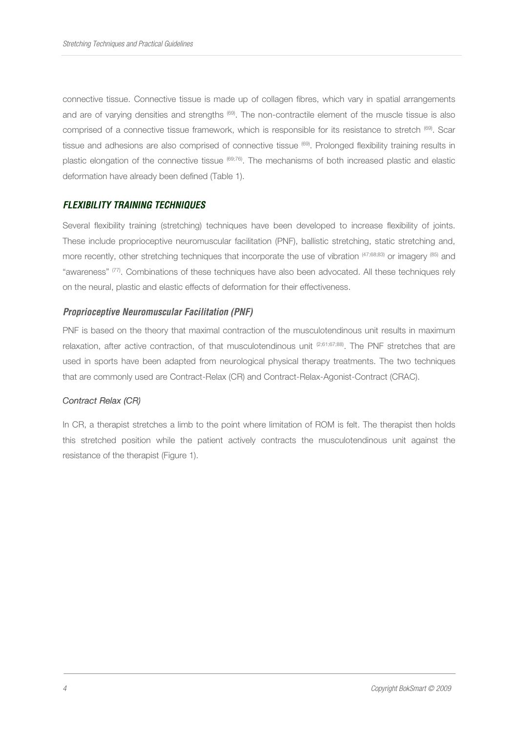connective tissue. Connective tissue is made up of collagen fibres, which vary in spatial arrangements and are of varying densities and strengths [69]. The non-contractile element of the muscle tissue is also comprised of a connective tissue framework, which is responsible for its resistance to stretch [69]. Scar tissue and adhesions are also comprised of connective tissue [69]. Prolonged flexibility training results in plastic elongation of the connective tissue [69;76]. The mechanisms of both increased plastic and elastic deformation have already been defined (Table 1).

## FLEXIBILITY TRAINING TECHNIQUES

Several flexibility training (stretching) techniques have been developed to increase flexibility of joints. These include proprioceptive neuromuscular facilitation (PNF), ballistic stretching, static stretching and, more recently, other stretching techniques that incorporate the use of vibration [47;68;83] or imagery [85] and "awareness" [77]. Combinations of these techniques have also been advocated. All these techniques rely on the neural, plastic and elastic effects of deformation for their effectiveness.

### Proprioceptive Neuromuscular Facilitation (PNF)

PNF is based on the theory that maximal contraction of the musculotendinous unit results in maximum relaxation, after active contraction, of that musculotendinous unit [2;61;67;88]. The PNF stretches that are used in sports have been adapted from neurological physical therapy treatments. The two techniques that are commonly used are Contract-Relax (CR) and Contract-Relax-Agonist-Contract (CRAC).

#### *Contract Relax (CR)*

In CR, a therapist stretches a limb to the point where limitation of ROM is felt. The therapist then holds this stretched position while the patient actively contracts the musculotendinous unit against the resistance of the therapist (Figure 1).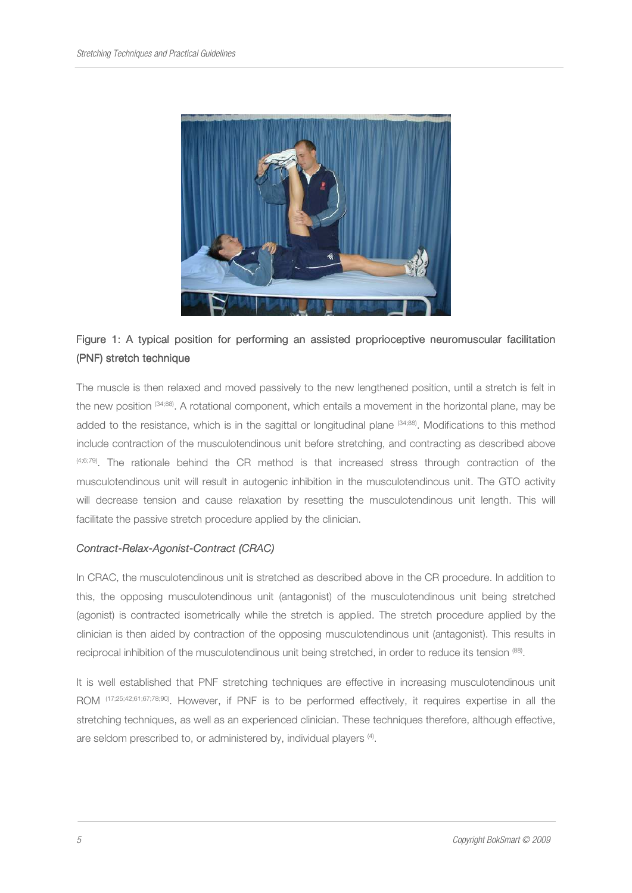Figure 1: A typical position for performing an assisted proprioceptive neuromuscular facilitation (PNF) stretch technique

The muscle is then relaxed and moved passively to the new lengthened position, until a stretch is felt in the new position [34;88]. A rotational component, which entails a movement in the horizontal plane, may be added to the resistance, which is in the sagittal or longitudinal plane [34;88]. Modifications to this method include contraction of the musculotendinous unit before stretching, and contracting as described above [4;6;79]. The rationale behind the CR method is that increased stress through contraction of the musculotendinous unit will result in autogenic inhibition in the musculotendinous unit. The GTO activity will decrease tension and cause relaxation by resetting the musculotendinous unit length. This will facilitate the passive stretch procedure applied by the clinician.

*Contract-Relax-Agonist-Contract (CRAC)*

In CRAC, the musculotendinous unit is stretched as described above in the CR procedure. In addition to this, the opposing musculotendinous unit (antagonist) of the musculotendinous unit being stretched (agonist) is contracted isometrically while the stretch is applied. The stretch procedure applied by the clinician is then aided by contraction of the opposing musculotendinous unit (antagonist). This results in reciprocal inhibition of the musculotendinous unit being stretched, in order to reduce its tension [88].

It is well established that PNF stretching techniques are effective in increasing musculotendinous unit ROM [17;25;42;61;67;78;90]. However, if PNF is to be performed effectively, it requires expertise in all the stretching techniques, as well as an experienced clinician. These techniques therefore, although effective, are seldom prescribed to, or administered by, individual players [4].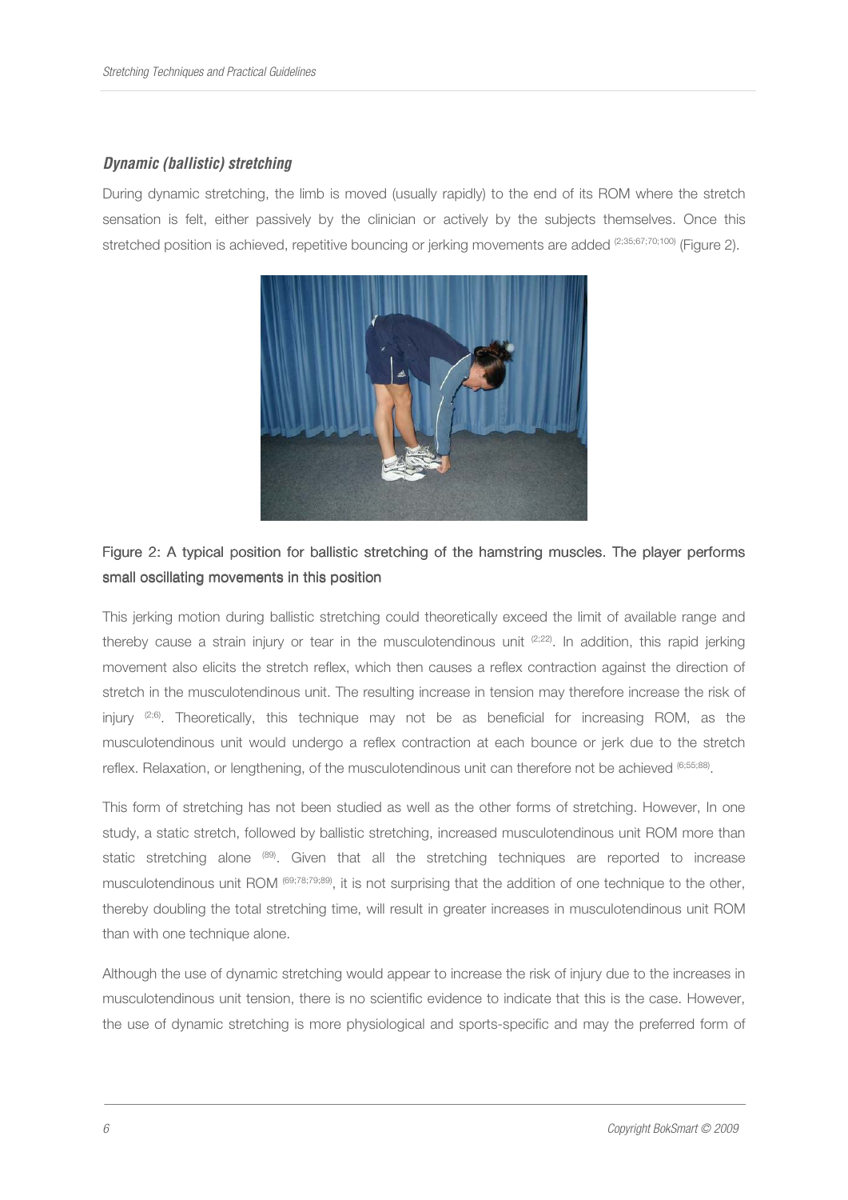### *Dynamic (ballistic) stretching*

During dynamic stretching, the limb is moved (usually rapidly) to the end of its ROM where the stretch sensation is felt, either passively by the clinician or actively by the subjects themselves. Once this stretched position is achieved, repetitive bouncing or jerking movements are added [2;35;67;70;100] (Figure 2).

Figure 2: A typical position for ballistic stretching of the hamstring muscles. The player performs small oscillating movements in this position

This jerking motion during ballistic stretching could theoretically exceed the limit of available range and thereby cause a strain injury or tear in the musculotendinous unit [2;22]. In addition, this rapid jerking movement also elicits the stretch reflex, which then causes a reflex contraction against the direction of stretch in the musculotendinous unit. The resulting increase in tension may therefore increase the risk of injury [2;6]. Theoretically, this technique may not be as beneficial for increasing ROM, as the musculotendinous unit would undergo a reflex contraction at each bounce or jerk due to the stretch reflex. Relaxation, or lengthening, of the musculotendinous unit can therefore not be achieved [6;55;88].

This form of stretching has not been studied as well as the other forms of stretching. However, In one study, a static stretch, followed by ballistic stretching, increased musculotendinous unit ROM more than static stretching alone [89]. Given that all the stretching techniques are reported to increase musculotendinous unit ROM [69;78;79;89], it is not surprising that the addition of one technique to the other, thereby doubling the total stretching time, will result in greater increases in musculotendinous unit ROM than with one technique alone.

Although the use of dynamic stretching would appear to increase the risk of injury due to the increases in musculotendinous unit tension, there is no scientific evidence to indicate that this is the case. However, the use of dynamic stretching is more physiological and sports-specific and may the preferred form of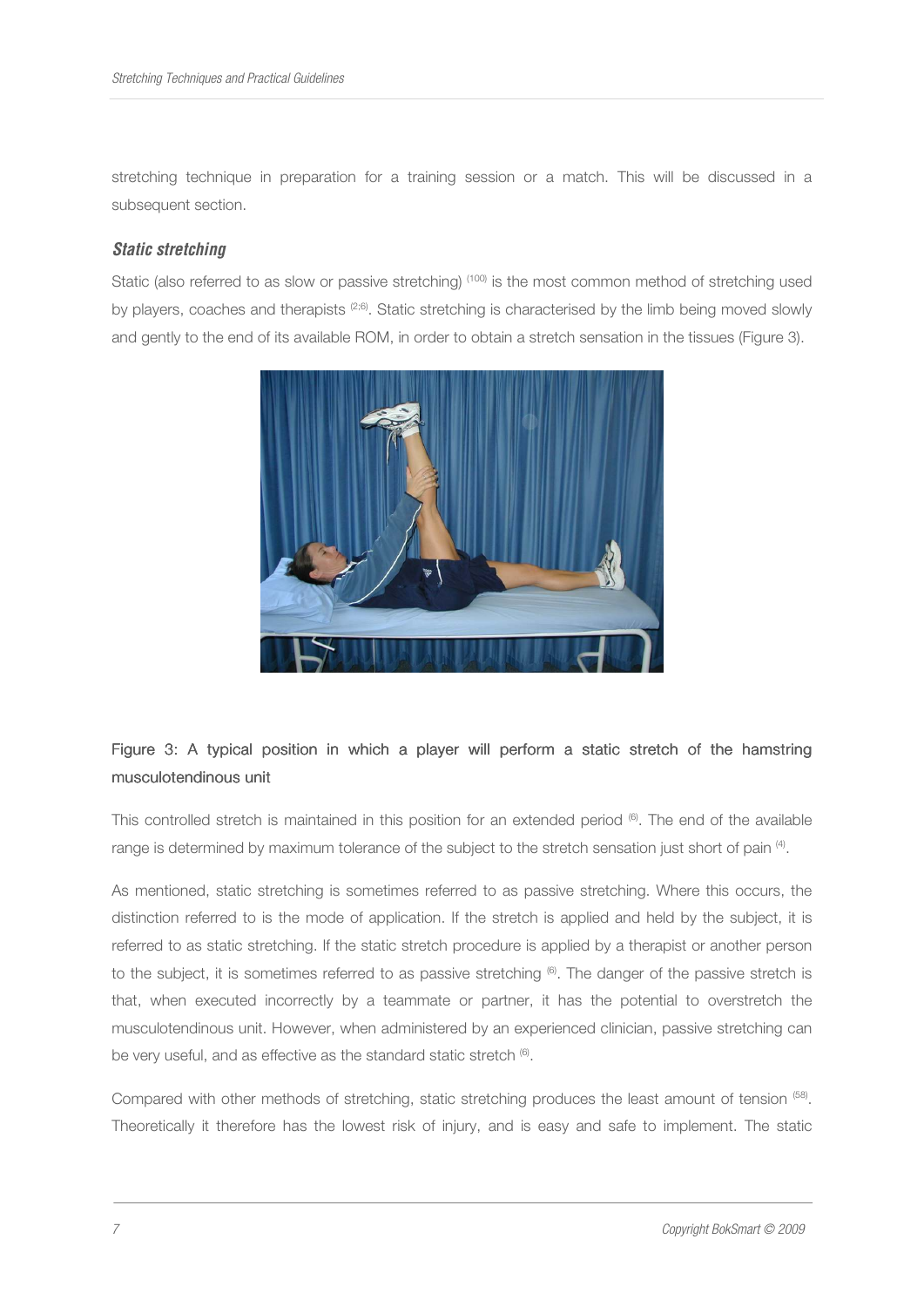stretching technique in preparation for a training session or a match. This will be discussed in a subsequent section.

### *Static stretching*

Static (also referred to as slow or passive stretching) [100] is the most common method of stretching used by players, coaches and therapists [2;6]. Static stretching is characterised by the limb being moved slowly and gently to the end of its available ROM, in order to obtain a stretch sensation in the tissues (Figure 3).

Figure 3: A typical position in which a player will perform a static stretch of the hamstring musculotendinous unit

This controlled stretch is maintained in this position for an extended period [6]. The end of the available range is determined by maximum tolerance of the subject to the stretch sensation just short of pain [4].

As mentioned, static stretching is sometimes referred to as passive stretching. Where this occurs, the distinction referred to is the mode of application. If the stretch is applied and held by the subject, it is referred to as static stretching. If the static stretch procedure is applied by a therapist or another person to the subject, it is sometimes referred to as passive stretching [6]. The danger of the passive stretch is that, when executed incorrectly by a teammate or partner, it has the potential to overstretch the musculotendinous unit. However, when administered by an experienced clinician, passive stretching can be very useful, and as effective as the standard static stretch [6].

Compared with other methods of stretching, static stretching produces the least amount of tension [58]. Theoretically it therefore has the lowest risk of injury, and is easy and safe to implement. The static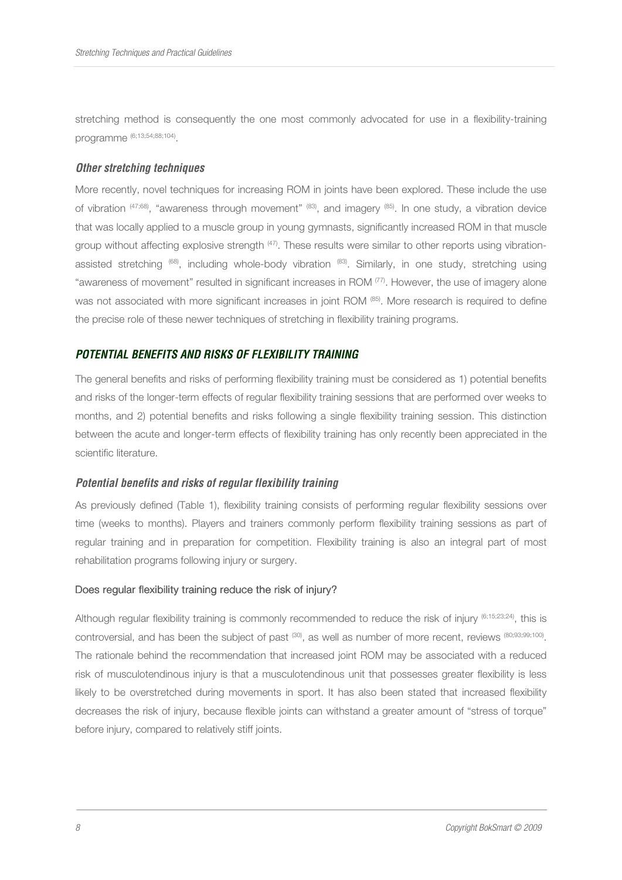stretching method is consequently the one most commonly advocated for use in a flexibility-training programme [6;13;54;88;104].

### *Other stretching techniques*

More recently, novel techniques for increasing ROM in joints have been explored. These include the use of vibration [47;68], "awareness through movement" [83], and imagery [85]. In one study, a vibration device that was locally applied to a muscle group in young gymnasts, significantly increased ROM in that muscle group without affecting explosive strength [47]. These results were similar to other reports using vibration-assisted stretching [68], including whole-body vibration [83]. Similarly, in one study, stretching using "awareness of movement" resulted in significant increases in ROM [77]. However, the use of imagery alone was not associated with more significant increases in joint ROM [85]. More research is required to define the precise role of these newer techniques of stretching in flexibility training programs.

## *POTENTIAL BENEFITS AND RISKS OF FLEXIBILITY TRAINING*

The general benefits and risks of performing flexibility training must be considered as 1) potential benefits and risks of the longer-term effects of regular flexibility training sessions that are performed over weeks to months, and 2) potential benefits and risks following a single flexibility training session. This distinction between the acute and longer-term effects of flexibility training has only recently been appreciated in the scientific literature.

### *Potential benefits and risks of regular flexibility training*

As previously defined (Table 1), flexibility training consists of performing regular flexibility sessions over time (weeks to months). Players and trainers commonly perform flexibility training sessions as part of regular training and in preparation for competition. Flexibility training is also an integral part of most rehabilitation programs following injury or surgery.

#### Does regular flexibility training reduce the risk of injury?

Although regular flexibility training is commonly recommended to reduce the risk of injury [6;15;23;24], this is controversial, and has been the subject of past [30], as well as number of more recent, reviews [80;93;99;100]. The rationale behind the recommendation that increased joint ROM may be associated with a reduced risk of musculotendinous injury is that a musculotendinous unit that possesses greater flexibility is less likely to be overstretched during movements in sport. It has also been stated that increased flexibility decreases the risk of injury, because flexible joints can withstand a greater amount of "stress of torque" before injury, compared to relatively stiff joints.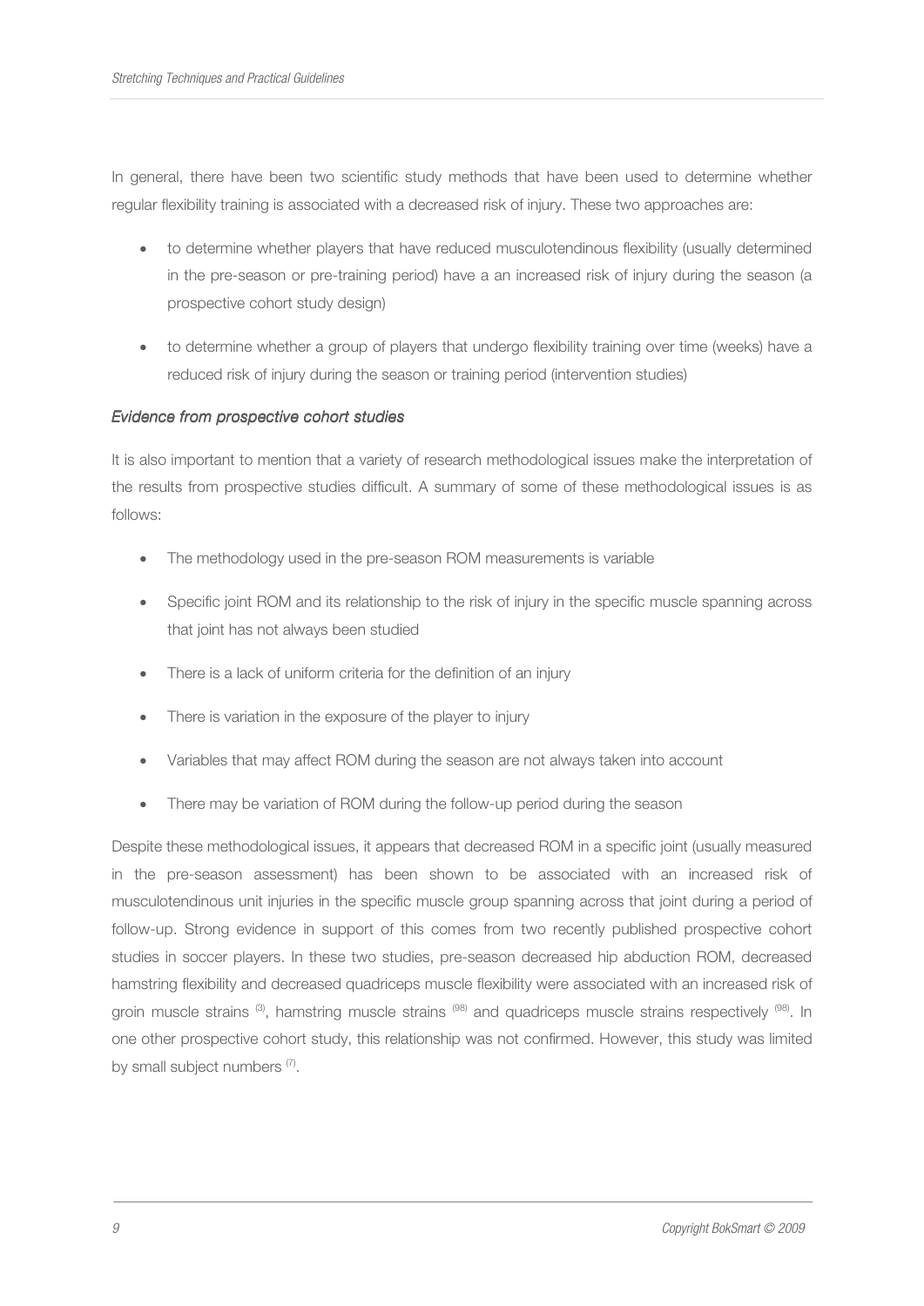In general, there have been two scientific study methods that have been used to determine whether regular flexibility training is associated with a decreased risk of injury. These two approaches are:

- to determine whether players that have reduced musculotendinous flexibility (usually determined in the pre-season or pre-training period) have a an increased risk of injury during the season (a prospective cohort study design)
- to determine whether a group of players that undergo flexibility training over time (weeks) have a reduced risk of injury during the season or training period (intervention studies)

### *Evidence from prospective cohort studies*

It is also important to mention that a variety of research methodological issues make the interpretation of the results from prospective studies difficult. A summary of some of these methodological issues is as follows:

- The methodology used in the pre-season ROM measurements is variable
- Specific joint ROM and its relationship to the risk of injury in the specific muscle spanning across that joint has not always been studied
- There is a lack of uniform criteria for the definition of an injury
- There is variation in the exposure of the player to injury
- Variables that may affect ROM during the season are not always taken into account
- There may be variation of ROM during the follow-up period during the season

Despite these methodological issues, it appears that decreased ROM in a specific joint (usually measured in the pre-season assessment) has been shown to be associated with an increased risk of musculotendinous unit injuries in the specific muscle group spanning across that joint during a period of follow-up. Strong evidence in support of this comes from two recently published prospective cohort studies in soccer players. In these two studies, pre-season decreased hip abduction ROM, decreased hamstring flexibility and decreased quadriceps muscle flexibility were associated with an increased risk of groin muscle strains (3), hamstring muscle strains (98) and quadriceps muscle strains respectively (98). In one other prospective cohort study, this relationship was not confirmed. However, this study was limited by small subject numbers (7).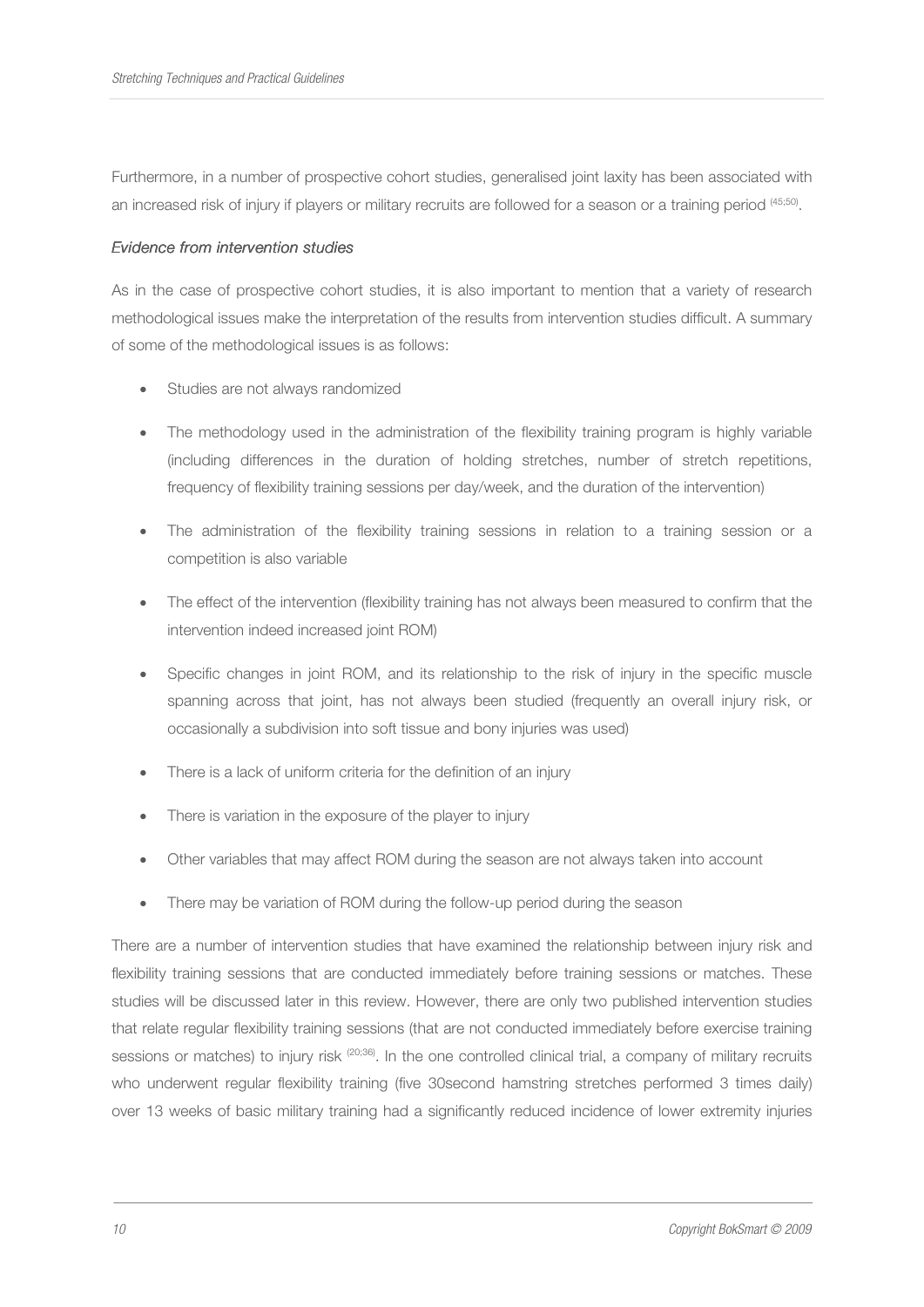Furthermore, in a number of prospective cohort studies, generalised joint laxity has been associated with an increased risk of injury if players or military recruits are followed for a season or a training period [45;50].

### *Evidence from intervention studies*

As in the case of prospective cohort studies, it is also important to mention that a variety of research methodological issues make the interpretation of the results from intervention studies difficult. A summary of some of the methodological issues is as follows:

- Studies are not always randomized
- The methodology used in the administration of the flexibility training program is highly variable (including differences in the duration of holding stretches, number of stretch repetitions, frequency of flexibility training sessions per day/week, and the duration of the intervention)
- The administration of the flexibility training sessions in relation to a training session or a competition is also variable
- The effect of the intervention (flexibility training has not always been measured to confirm that the intervention indeed increased joint ROM)
- Specific changes in joint ROM, and its relationship to the risk of injury in the specific muscle spanning across that joint, has not always been studied (frequently an overall injury risk, or occasionally a subdivision into soft tissue and bony injuries was used)
- There is a lack of uniform criteria for the definition of an injury
- There is variation in the exposure of the player to injury
- Other variables that may affect ROM during the season are not always taken into account
- There may be variation of ROM during the follow-up period during the season

There are a number of intervention studies that have examined the relationship between injury risk and flexibility training sessions that are conducted immediately before training sessions or matches. These studies will be discussed later in this review. However, there are only two published intervention studies that relate regular flexibility training sessions (that are not conducted immediately before exercise training sessions or matches) to injury risk [20;36]. In the one controlled clinical trial, a company of military recruits who underwent regular flexibility training (five 30second hamstring stretches performed 3 times daily) over 13 weeks of basic military training had a significantly reduced incidence of lower extremity injuries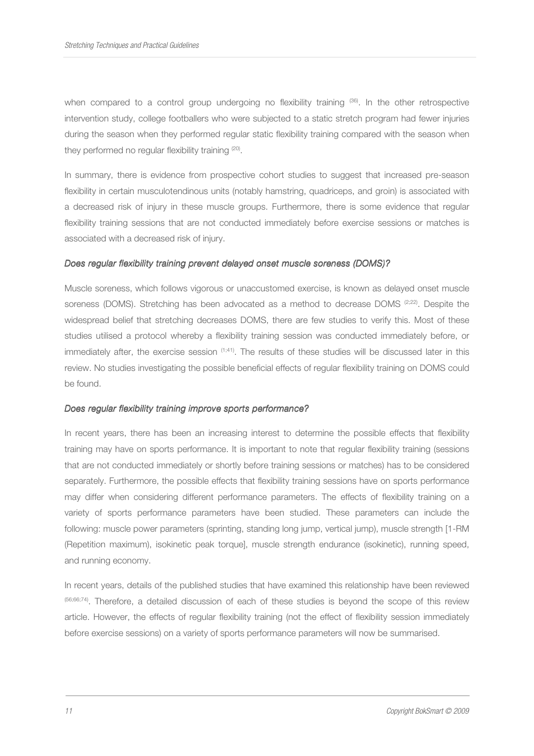when compared to a control group undergoing no flexibility training [36]. In the other retrospective intervention study, college footballers who were subjected to a static stretch program had fewer injuries during the season when they performed regular static flexibility training compared with the season when they performed no regular flexibility training [20].

In summary, there is evidence from prospective cohort studies to suggest that increased pre-season flexibility in certain musculotendinous units (notably hamstring, quadriceps, and groin) is associated with a decreased risk of injury in these muscle groups. Furthermore, there is some evidence that regular flexibility training sessions that are not conducted immediately before exercise sessions or matches is associated with a decreased risk of injury.

### *Does regular flexibility training prevent delayed onset muscle soreness (DOMS)?*

Muscle soreness, which follows vigorous or unaccustomed exercise, is known as delayed onset muscle soreness (DOMS). Stretching has been advocated as a method to decrease DOMS [2;22]. Despite the widespread belief that stretching decreases DOMS, there are few studies to verify this. Most of these studies utilised a protocol whereby a flexibility training session was conducted immediately before, or immediately after, the exercise session [1;41]. The results of these studies will be discussed later in this review. No studies investigating the possible beneficial effects of regular flexibility training on DOMS could be found.

### *Does regular flexibility training improve sports performance?*

In recent years, there has been an increasing interest to determine the possible effects that flexibility training may have on sports performance. It is important to note that regular flexibility training (sessions that are not conducted immediately or shortly before training sessions or matches) has to be considered separately. Furthermore, the possible effects that flexibility training sessions have on sports performance may differ when considering different performance parameters. The effects of flexibility training on a variety of sports performance parameters have been studied. These parameters can include the following: muscle power parameters (sprinting, standing long jump, vertical jump), muscle strength [1-RM (Repetition maximum), isokinetic peak torque], muscle strength endurance (isokinetic), running speed, and running economy.

In recent years, details of the published studies that have examined this relationship have been reviewed [56;66;74]. Therefore, a detailed discussion of each of these studies is beyond the scope of this review article. However, the effects of regular flexibility training (not the effect of flexibility session immediately before exercise sessions) on a variety of sports performance parameters will now be summarised.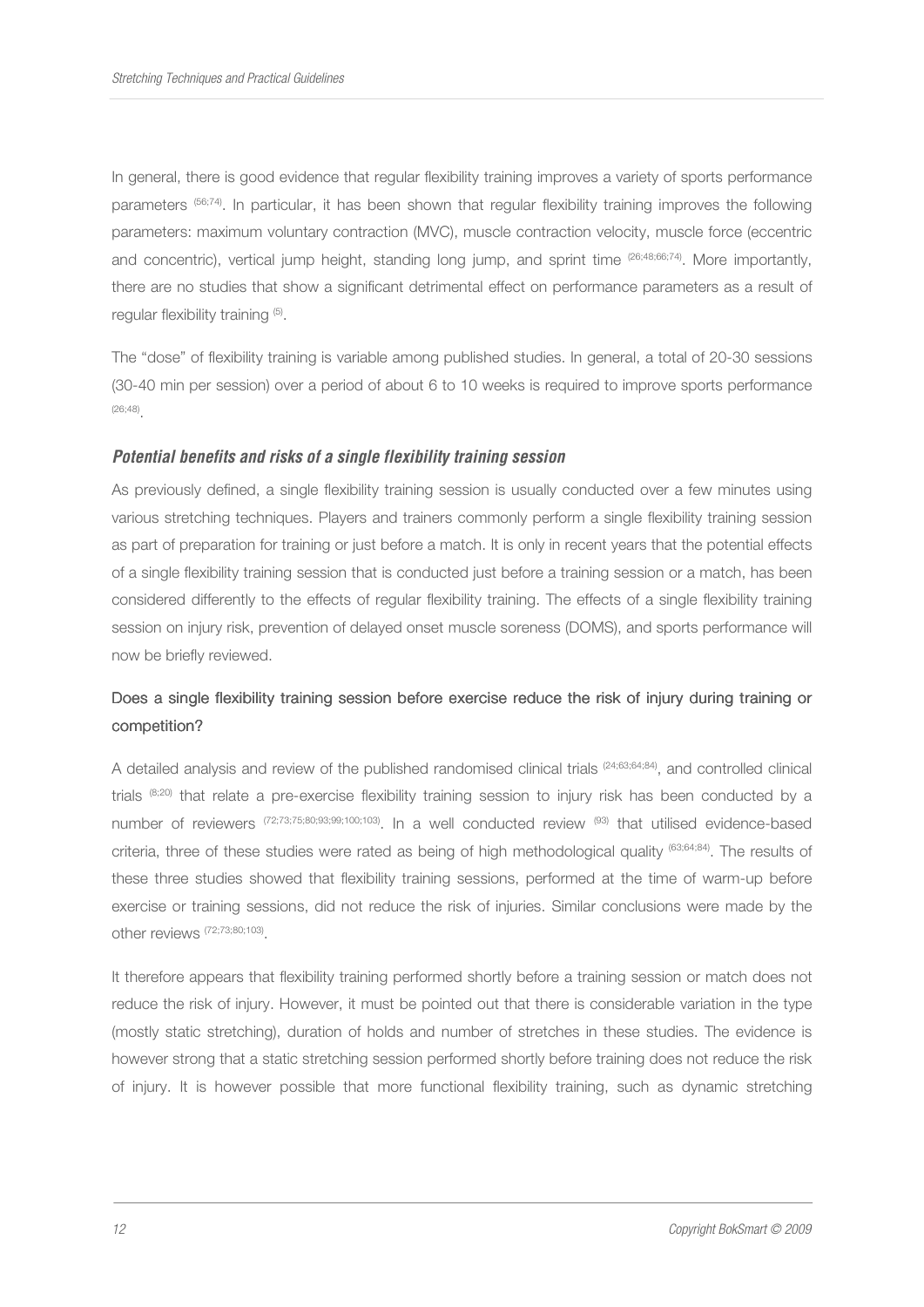In general, there is good evidence that regular flexibility training improves a variety of sports performance parameters [56;74]. In particular, it has been shown that regular flexibility training improves the following parameters: maximum voluntary contraction (MVC), muscle contraction velocity, muscle force (eccentric and concentric), vertical jump height, standing long jump, and sprint time [26;48;66;74]. More importantly, there are no studies that show a significant detrimental effect on performance parameters as a result of regular flexibility training [5].

The "dose" of flexibility training is variable among published studies. In general, a total of 20-30 sessions (30-40 min per session) over a period of about 6 to 10 weeks is required to improve sports performance [26;48].

### *Potential benefits and risks of a single flexibility training session*

As previously defined, a single flexibility training session is usually conducted over a few minutes using various stretching techniques. Players and trainers commonly perform a single flexibility training session as part of preparation for training or just before a match. It is only in recent years that the potential effects of a single flexibility training session that is conducted just before a training session or a match, has been considered differently to the effects of regular flexibility training. The effects of a single flexibility training session on injury risk, prevention of delayed onset muscle soreness (DOMS), and sports performance will now be briefly reviewed.

#### Does a single flexibility training session before exercise reduce the risk of injury during training or competition?

A detailed analysis and review of the published randomised clinical trials [24;63;64;84], and controlled clinical trials [8;20] that relate a pre-exercise flexibility training session to injury risk has been conducted by a number of reviewers [72;73;75;80;93;99;100;103]. In a well conducted review [93] that utilised evidence-based criteria, three of these studies were rated as being of high methodological quality [63;64;84]. The results of these three studies showed that flexibility training sessions, performed at the time of warm-up before exercise or training sessions, did not reduce the risk of injuries. Similar conclusions were made by the other reviews [72;73;80;103].

It therefore appears that flexibility training performed shortly before a training session or match does not reduce the risk of injury. However, it must be pointed out that there is considerable variation in the type (mostly static stretching), duration of holds and number of stretches in these studies. The evidence is however strong that a static stretching session performed shortly before training does not reduce the risk of injury. It is however possible that more functional flexibility training, such as dynamic stretching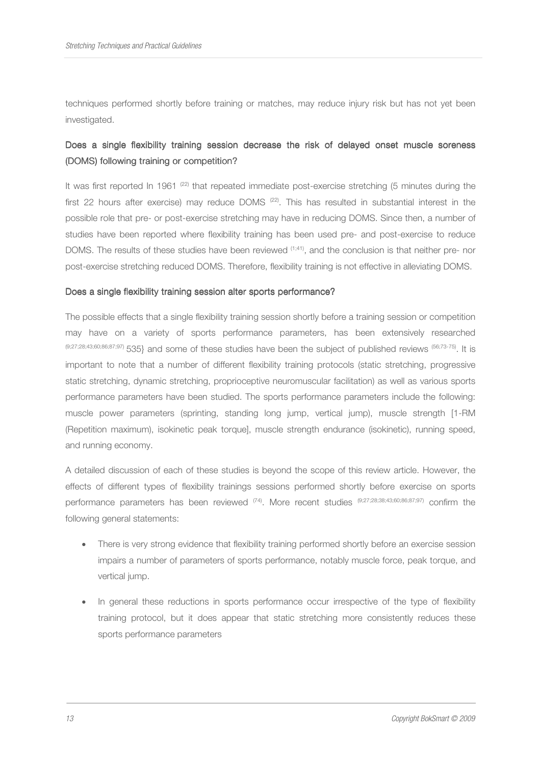techniques performed shortly before training or matches, may reduce injury risk but has not yet been investigated.

### Does a single flexibility training session decrease the risk of delayed onset muscle soreness (DOMS) following training or competition?

It was first reported In 1961 [22] that repeated immediate post-exercise stretching (5 minutes during the first 22 hours after exercise) may reduce DOMS [22]. This has resulted in substantial interest in the possible role that pre- or post-exercise stretching may have in reducing DOMS. Since then, a number of studies have been reported where flexibility training has been used pre- and post-exercise to reduce DOMS. The results of these studies have been reviewed [1;41], and the conclusion is that neither pre- nor post-exercise stretching reduced DOMS. Therefore, flexibility training is not effective in alleviating DOMS.

### Does a single flexibility training session alter sports performance?

The possible effects that a single flexibility training session shortly before a training session or competition may have on a variety of sports performance parameters, has been extensively researched [9;27;28;43;60;86;87;97] 535} and some of these studies have been the subject of published reviews [56;73-75]. It is important to note that a number of different flexibility training protocols (static stretching, progressive static stretching, dynamic stretching, proprioceptive neuromuscular facilitation) as well as various sports performance parameters have been studied. The sports performance parameters include the following: muscle power parameters (sprinting, standing long jump, vertical jump), muscle strength [1-RM (Repetition maximum), isokinetic peak torque], muscle strength endurance (isokinetic), running speed, and running economy.

A detailed discussion of each of these studies is beyond the scope of this review article. However, the effects of different types of flexibility trainings sessions performed shortly before exercise on sports performance parameters has been reviewed [74]. More recent studies [9;27;28;38;43;60;86;87;97] confirm the following general statements:

- There is very strong evidence that flexibility training performed shortly before an exercise session impairs a number of parameters of sports performance, notably muscle force, peak torque, and vertical jump.
- In general these reductions in sports performance occur irrespective of the type of flexibility training protocol, but it does appear that static stretching more consistently reduces these sports performance parameters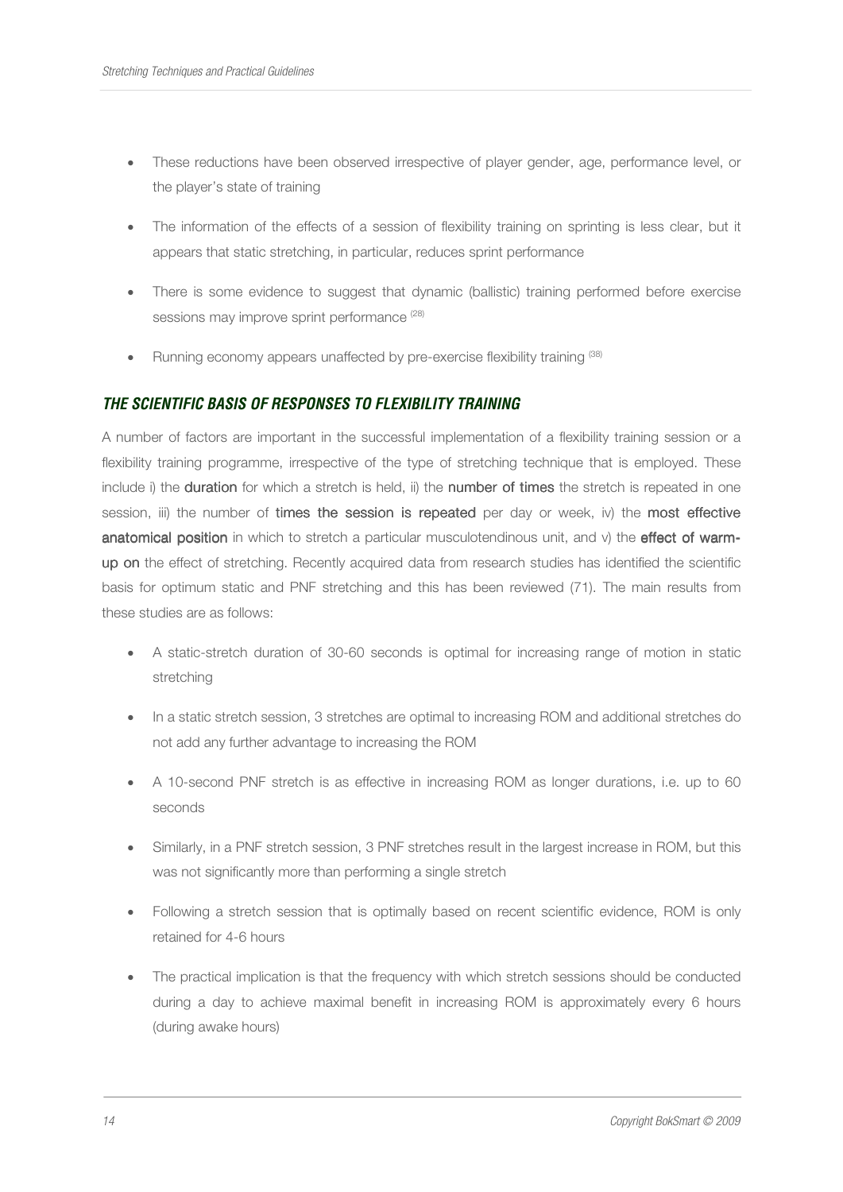- These reductions have been observed irrespective of player gender, age, performance level, or the player's state of training
- The information of the effects of a session of flexibility training on sprinting is less clear, but it appears that static stretching, in particular, reduces sprint performance
- There is some evidence to suggest that dynamic (ballistic) training performed before exercise sessions may improve sprint performance [28]
- Running economy appears unaffected by pre-exercise flexibility training [38]

### *THE SCIENTIFIC BASIS OF RESPONSES TO FLEXIBILITY TRAINING*

A number of factors are important in the successful implementation of a flexibility training session or a flexibility training programme, irrespective of the type of stretching technique that is employed. These include i) the **duration** for which a stretch is held, ii) the **number of times** the stretch is repeated in one session, iii) the number of **times the session is repeated** per day or week, iv) the **most effective anatomical position** in which to stretch a particular musculotendinous unit, and v) the **effect of warm-up on** the effect of stretching. Recently acquired data from research studies has identified the scientific basis for optimum static and PNF stretching and this has been reviewed (71). The main results from these studies are as follows:

- A static-stretch duration of 30-60 seconds is optimal for increasing range of motion in static stretching
- In a static stretch session, 3 stretches are optimal to increasing ROM and additional stretches do not add any further advantage to increasing the ROM
- A 10-second PNF stretch is as effective in increasing ROM as longer durations, i.e. up to 60 seconds
- Similarly, in a PNF stretch session, 3 PNF stretches result in the largest increase in ROM, but this was not significantly more than performing a single stretch
- Following a stretch session that is optimally based on recent scientific evidence, ROM is only retained for 4-6 hours
- The practical implication is that the frequency with which stretch sessions should be conducted during a day to achieve maximal benefit in increasing ROM is approximately every 6 hours (during awake hours)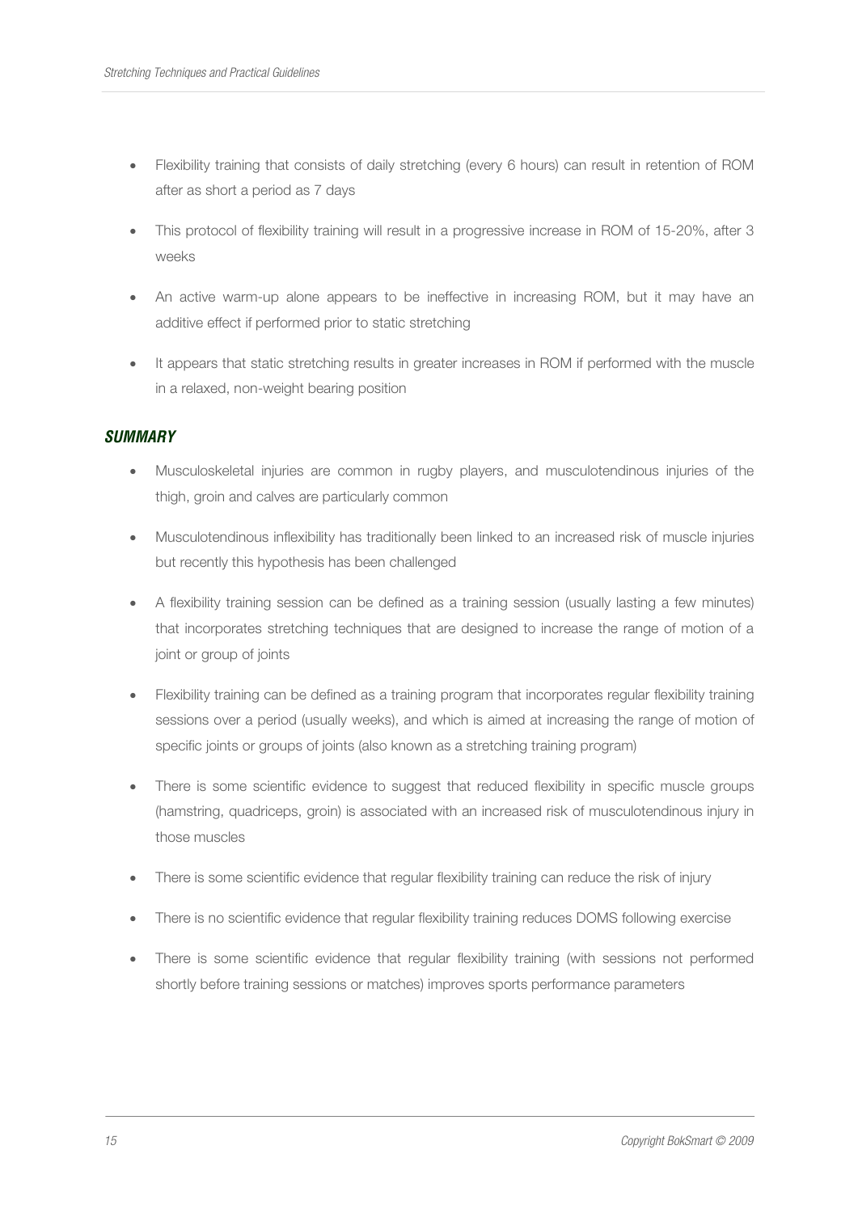- Flexibility training that consists of daily stretching (every 6 hours) can result in retention of ROM after as short a period as 7 days
- This protocol of flexibility training will result in a progressive increase in ROM of 15-20%, after 3 weeks
- An active warm-up alone appears to be ineffective in increasing ROM, but it may have an additive effect if performed prior to static stretching
- It appears that static stretching results in greater increases in ROM if performed with the muscle in a relaxed, non-weight bearing position

### *SUMMARY*

- Musculoskeletal injuries are common in rugby players, and musculotendinous injuries of the thigh, groin and calves are particularly common
- Musculotendinous inflexibility has traditionally been linked to an increased risk of muscle injuries but recently this hypothesis has been challenged
- A flexibility training session can be defined as a training session (usually lasting a few minutes) that incorporates stretching techniques that are designed to increase the range of motion of a joint or group of joints
- Flexibility training can be defined as a training program that incorporates regular flexibility training sessions over a period (usually weeks), and which is aimed at increasing the range of motion of specific joints or groups of joints (also known as a stretching training program)
- There is some scientific evidence to suggest that reduced flexibility in specific muscle groups (hamstring, quadriceps, groin) is associated with an increased risk of musculotendinous injury in those muscles
- There is some scientific evidence that regular flexibility training can reduce the risk of injury
- There is no scientific evidence that regular flexibility training reduces DOMS following exercise
- There is some scientific evidence that regular flexibility training (with sessions not performed shortly before training sessions or matches) improves sports performance parameters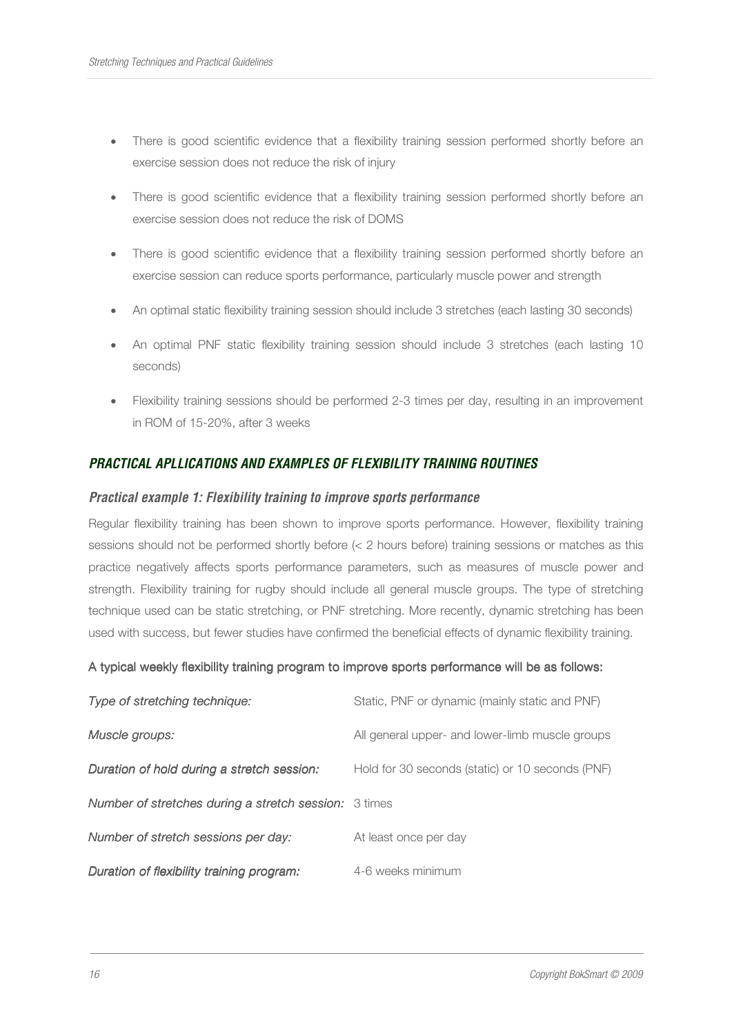- There is good scientific evidence that a flexibility training session performed shortly before an exercise session does not reduce the risk of injury
- There is good scientific evidence that a flexibility training session performed shortly before an exercise session does not reduce the risk of DOMS
- There is good scientific evidence that a flexibility training session performed shortly before an exercise session can reduce sports performance, particularly muscle power and strength
- An optimal static flexibility training session should include 3 stretches (each lasting 30 seconds)
- An optimal PNF static flexibility training session should include 3 stretches (each lasting 10 seconds)
- Flexibility training sessions should be performed 2-3 times per day, resulting in an improvement in ROM of 15-20%, after 3 weeks

## *PRACTICAL APLLICATIONS AND EXAMPLES OF FLEXIBILITY TRAINING ROUTINES*

### *Practical example 1: Flexibility training to improve sports performance*

Regular flexibility training has been shown to improve sports performance. However, flexibility training sessions should not be performed shortly before (< 2 hours before) training sessions or matches as this practice negatively affects sports performance parameters, such as measures of muscle power and strength. Flexibility training for rugby should include all general muscle groups. The type of stretching technique used can be static stretching, or PNF stretching. More recently, dynamic stretching has been used with success, but fewer studies have confirmed the beneficial effects of dynamic flexibility training.

**A typical weekly flexibility training program to improve sports performance will be as follows:**

| | |
|---|---|
| *Type of stretching technique:* | Static, PNF or dynamic (mainly static and PNF) |
| *Muscle groups:* | All general upper- and lower-limb muscle groups |
| *Duration of hold during a stretch session:* | Hold for 30 seconds (static) or 10 seconds (PNF) |
| *Number of stretches during a stretch session:* | 3 times |
| *Number of stretch sessions per day:* | At least once per day |
| *Duration of flexibility training program:* | 4-6 weeks minimum |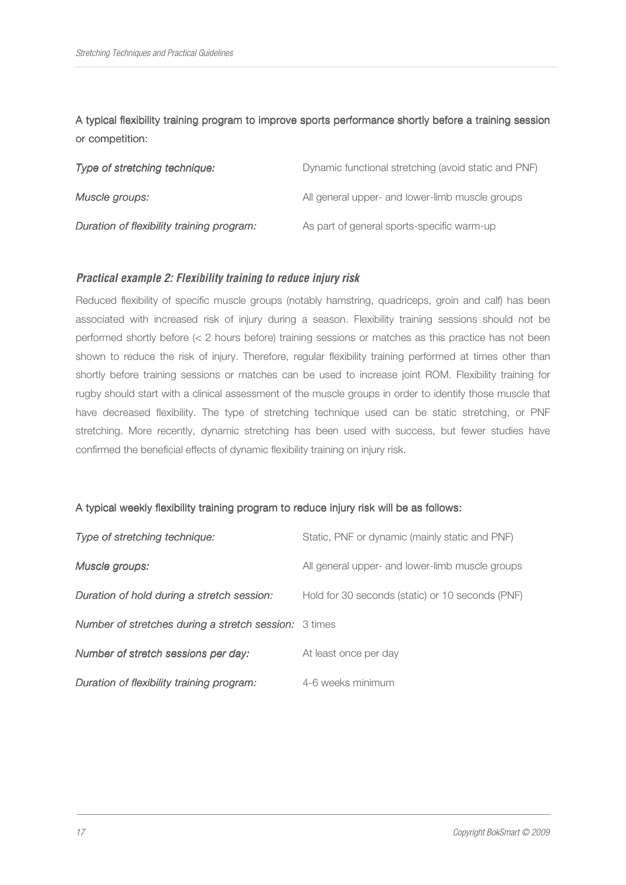A typical flexibility training program to improve sports performance shortly before a training session or competition:

| | |
|---|---|
| *Type of stretching technique:* | Dynamic functional stretching (avoid static and PNF) |
| *Muscle groups:* | All general upper- and lower-limb muscle groups |
| *Duration of flexibility training program:* | As part of general sports-specific warm-up |

### *Practical example 2: Flexibility training to reduce injury risk*

Reduced flexibility of specific muscle groups (notably hamstring, quadriceps, groin and calf) has been associated with increased risk of injury during a season. Flexibility training sessions should not be performed shortly before (< 2 hours before) training sessions or matches as this practice has not been shown to reduce the risk of injury. Therefore, regular flexibility training performed at times other than shortly before training sessions or matches can be used to increase joint ROM. Flexibility training for rugby should start with a clinical assessment of the muscle groups in order to identify those muscle that have decreased flexibility. The type of stretching technique used can be static stretching, or PNF stretching. More recently, dynamic stretching has been used with success, but fewer studies have confirmed the beneficial effects of dynamic flexibility training on injury risk.

A typical weekly flexibility training program to reduce injury risk will be as follows:

| | |
|---|---|
| *Type of stretching technique:* | Static, PNF or dynamic (mainly static and PNF) |
| *Muscle groups:* | All general upper- and lower-limb muscle groups |
| *Duration of hold during a stretch session:* | Hold for 30 seconds (static) or 10 seconds (PNF) |
| *Number of stretches during a stretch session:* | 3 times |
| *Number of stretch sessions per day:* | At least once per day |
| *Duration of flexibility training program:* | 4-6 weeks minimum |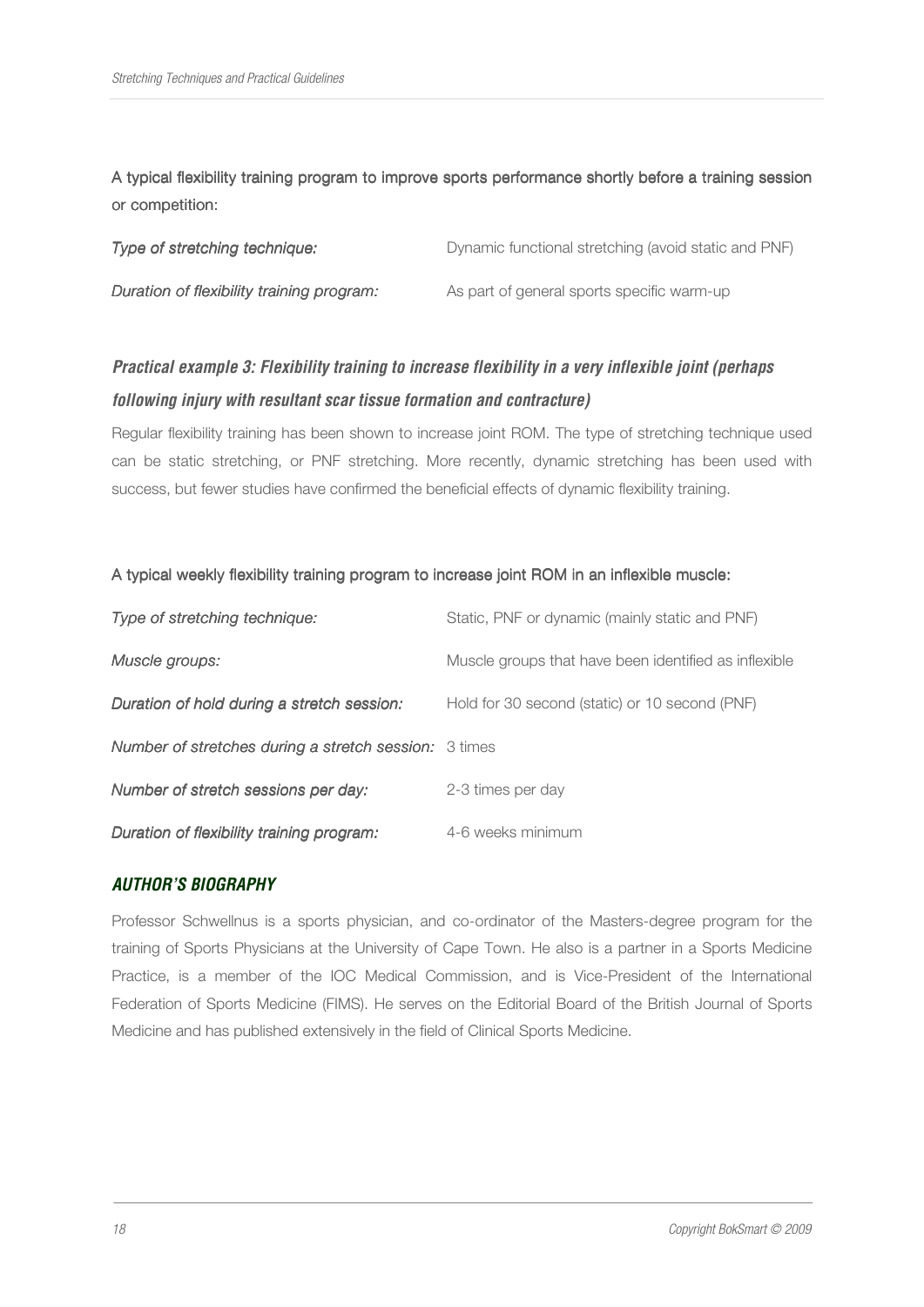A typical flexibility training program to improve sports performance shortly before a training session or competition:

| | |
|---|---|
| *Type of stretching technique:* | Dynamic functional stretching (avoid static and PNF) |
| *Duration of flexibility training program:* | As part of general sports specific warm-up |

### *Practical example 3: Flexibility training to increase flexibility in a very inflexible joint (perhaps following injury with resultant scar tissue formation and contracture)*

Regular flexibility training has been shown to increase joint ROM. The type of stretching technique used can be static stretching, or PNF stretching. More recently, dynamic stretching has been used with success, but fewer studies have confirmed the beneficial effects of dynamic flexibility training.

A typical weekly flexibility training program to increase joint ROM in an inflexible muscle:

| | |
|---|---|
| *Type of stretching technique:* | Static, PNF or dynamic (mainly static and PNF) |
| *Muscle groups:* | Muscle groups that have been identified as inflexible |
| *Duration of hold during a stretch session:* | Hold for 30 second (static) or 10 second (PNF) |
| *Number of stretches during a stretch session:* | 3 times |
| *Number of stretch sessions per day:* | 2-3 times per day |
| *Duration of flexibility training program:* | 4-6 weeks minimum |

## *AUTHOR'S BIOGRAPHY*

Professor Schwellnus is a sports physician, and co-ordinator of the Masters-degree program for the training of Sports Physicians at the University of Cape Town. He also is a partner in a Sports Medicine Practice, is a member of the IOC Medical Commission, and is Vice-President of the International Federation of Sports Medicine (FIMS). He serves on the Editorial Board of the British Journal of Sports Medicine and has published extensively in the field of Clinical Sports Medicine.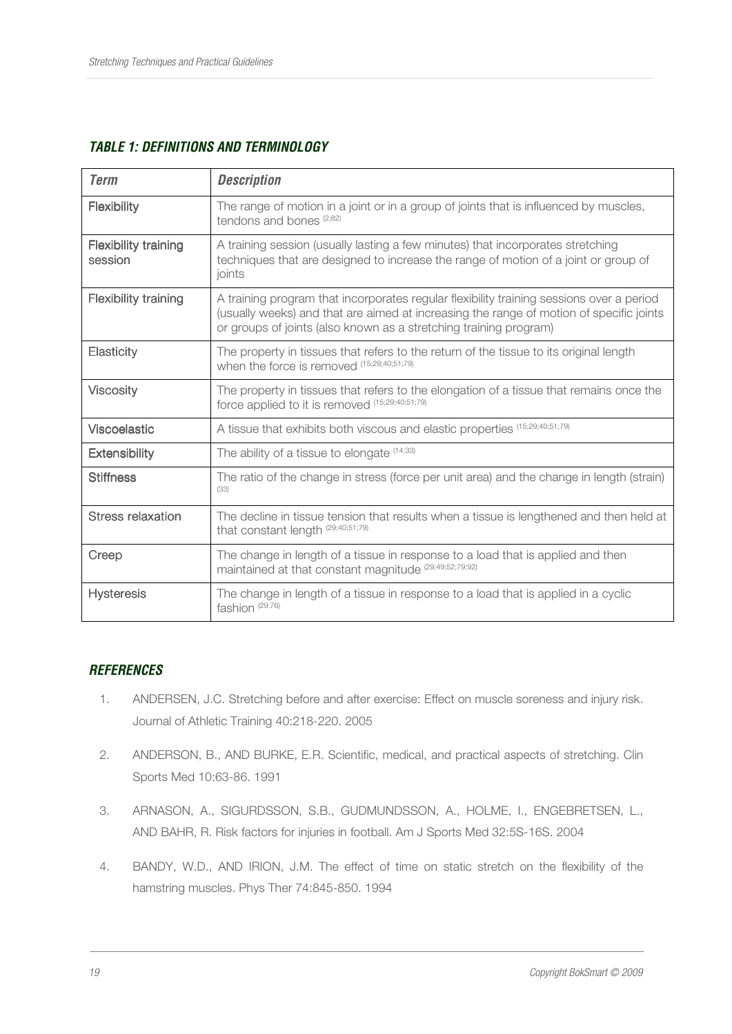### *TABLE 1: DEFINITIONS AND TERMINOLOGY*

| *Term* | *Description* |
| --- | --- |
| Flexibility | The range of motion in a joint or in a group of joints that is influenced by muscles, tendons and bones [2;82] |
| Flexibility training session | A training session (usually lasting a few minutes) that incorporates stretching techniques that are designed to increase the range of motion of a joint or group of joints |
| Flexibility training | A training program that incorporates regular flexibility training sessions over a period (usually weeks) and that are aimed at increasing the range of motion of specific joints or groups of joints (also known as a stretching training program) |
| Elasticity | The property in tissues that refers to the return of the tissue to its original length when the force is removed [15;29;40;51;79] |
| Viscosity | The property in tissues that refers to the elongation of a tissue that remains once the force applied to it is removed [15;29;40;51;79] |
| Viscoelastic | A tissue that exhibits both viscous and elastic properties [15;29;40;51;79] |
| Extensibility | The ability of a tissue to elongate [14;33] |
| Stiffness | The ratio of the change in stress (force per unit area) and the change in length (strain) [33] |
| Stress relaxation | The decline in tissue tension that results when a tissue is lengthened and then held at that constant length [29;40;51;79] |
| Creep | The change in length of a tissue in response to a load that is applied and then maintained at that constant magnitude [29;49;52;79;92] |
| Hysteresis | The change in length of a tissue in response to a load that is applied in a cyclic fashion [29;76] |

### *REFERENCES*

1. ANDERSEN, J.C. Stretching before and after exercise: Effect on muscle soreness and injury risk. Journal of Athletic Training 40:218-220. 2005
2. ANDERSON, B., AND BURKE, E.R. Scientific, medical, and practical aspects of stretching. Clin Sports Med 10:63-86. 1991
3. ARNASON, A., SIGURDSSON, S.B., GUDMUNDSSON, A., HOLME, I., ENGEBRETSEN, L., AND BAHR, R. Risk factors for injuries in football. Am J Sports Med 32:5S-16S. 2004
4. BANDY, W.D., AND IRION, J.M. The effect of time on static stretch on the flexibility of the hamstring muscles. Phys Ther 74:845-850. 1994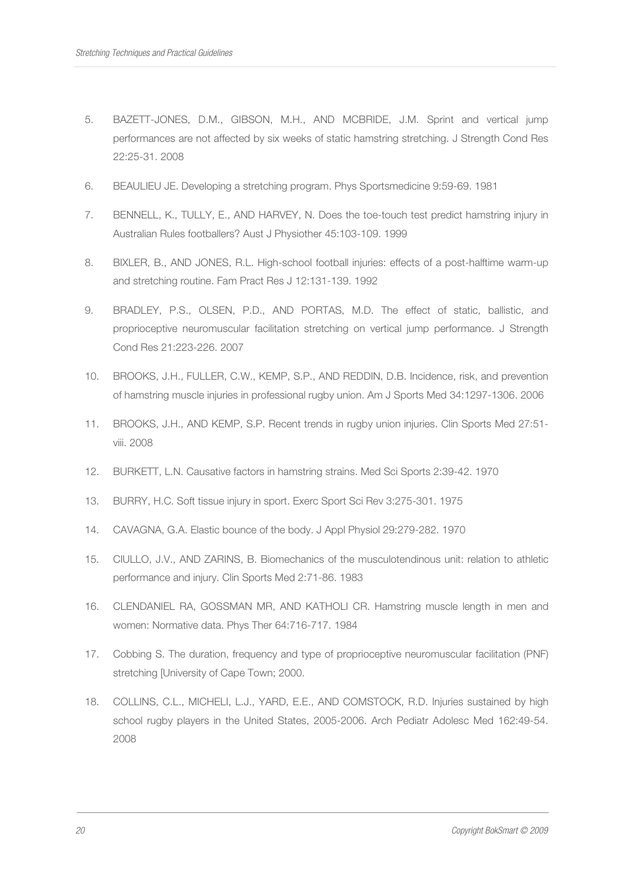5. BAZETT-JONES, D.M., GIBSON, M.H., AND MCBRIDE, J.M. Sprint and vertical jump performances are not affected by six weeks of static hamstring stretching. J Strength Cond Res 22:25-31. 2008
6. BEAULIEU JE. Developing a stretching program. Phys Sportsmedicine 9:59-69. 1981
7. BENNELL, K., TULLY, E., AND HARVEY, N. Does the toe-touch test predict hamstring injury in Australian Rules footballers? Aust J Physiother 45:103-109. 1999
8. BIXLER, B., AND JONES, R.L. High-school football injuries: effects of a post-halftime warm-up and stretching routine. Fam Pract Res J 12:131-139. 1992
9. BRADLEY, P.S., OLSEN, P.D., AND PORTAS, M.D. The effect of static, ballistic, and proprioceptive neuromuscular facilitation stretching on vertical jump performance. J Strength Cond Res 21:223-226. 2007
10. BROOKS, J.H., FULLER, C.W., KEMP, S.P., AND REDDIN, D.B. Incidence, risk, and prevention of hamstring muscle injuries in professional rugby union. Am J Sports Med 34:1297-1306. 2006
11. BROOKS, J.H., AND KEMP, S.P. Recent trends in rugby union injuries. Clin Sports Med 27:51-viii. 2008
12. BURKETT, L.N. Causative factors in hamstring strains. Med Sci Sports 2:39-42. 1970
13. BURRY, H.C. Soft tissue injury in sport. Exerc Sport Sci Rev 3:275-301. 1975
14. CAVAGNA, G.A. Elastic bounce of the body. J Appl Physiol 29:279-282. 1970
15. CIULLO, J.V., AND ZARINS, B. Biomechanics of the musculotendinous unit: relation to athletic performance and injury. Clin Sports Med 2:71-86. 1983
16. CLENDANIEL RA, GOSSMAN MR, AND KATHOLI CR. Hamstring muscle length in men and women: Normative data. Phys Ther 64:716-717. 1984
17. Cobbing S. The duration, frequency and type of proprioceptive neuromuscular facilitation (PNF) stretching [University of Cape Town; 2000.
18. COLLINS, C.L., MICHELI, L.J., YARD, E.E., AND COMSTOCK, R.D. Injuries sustained by high school rugby players in the United States, 2005-2006. Arch Pediatr Adolesc Med 162:49-54. 2008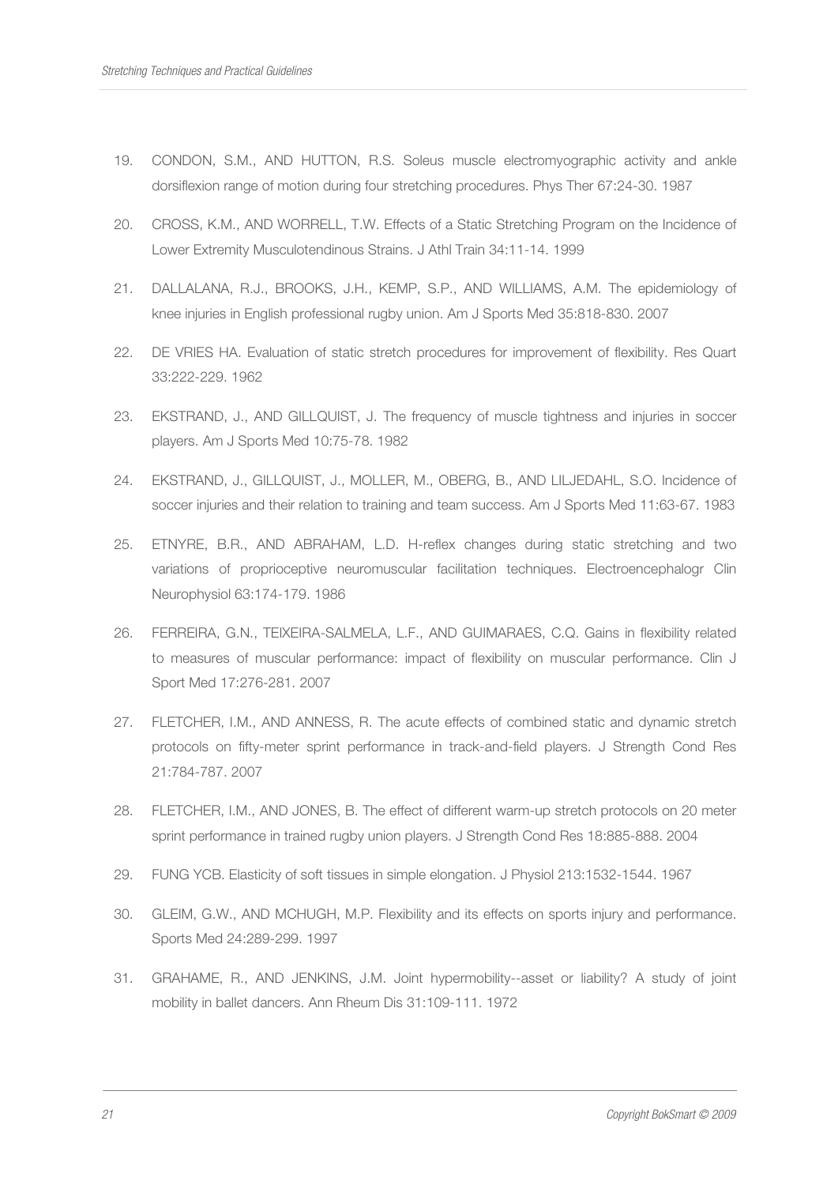19. CONDON, S.M., AND HUTTON, R.S. Soleus muscle electromyographic activity and ankle dorsiflexion range of motion during four stretching procedures. Phys Ther 67:24-30. 1987

20. CROSS, K.M., AND WORRELL, T.W. Effects of a Static Stretching Program on the Incidence of Lower Extremity Musculotendinous Strains. J Athl Train 34:11-14. 1999

21. DALLALANA, R.J., BROOKS, J.H., KEMP, S.P., AND WILLIAMS, A.M. The epidemiology of knee injuries in English professional rugby union. Am J Sports Med 35:818-830. 2007

22. DE VRIES HA. Evaluation of static stretch procedures for improvement of flexibility. Res Quart 33:222-229. 1962

23. EKSTRAND, J., AND GILLQUIST, J. The frequency of muscle tightness and injuries in soccer players. Am J Sports Med 10:75-78. 1982

24. EKSTRAND, J., GILLQUIST, J., MOLLER, M., OBERG, B., AND LILJEDAHL, S.O. Incidence of soccer injuries and their relation to training and team success. Am J Sports Med 11:63-67. 1983

25. ETNYRE, B.R., AND ABRAHAM, L.D. H-reflex changes during static stretching and two variations of proprioceptive neuromuscular facilitation techniques. Electroencephalogr Clin Neurophysiol 63:174-179. 1986

26. FERREIRA, G.N., TEIXEIRA-SALMELA, L.F., AND GUIMARAES, C.Q. Gains in flexibility related to measures of muscular performance: impact of flexibility on muscular performance. Clin J Sport Med 17:276-281. 2007

27. FLETCHER, I.M., AND ANNESS, R. The acute effects of combined static and dynamic stretch protocols on fifty-meter sprint performance in track-and-field players. J Strength Cond Res 21:784-787. 2007

28. FLETCHER, I.M., AND JONES, B. The effect of different warm-up stretch protocols on 20 meter sprint performance in trained rugby union players. J Strength Cond Res 18:885-888. 2004

29. FUNG YCB. Elasticity of soft tissues in simple elongation. J Physiol 213:1532-1544. 1967

30. GLEIM, G.W., AND MCHUGH, M.P. Flexibility and its effects on sports injury and performance. Sports Med 24:289-299. 1997

31. GRAHAME, R., AND JENKINS, J.M. Joint hypermobility--asset or liability? A study of joint mobility in ballet dancers. Ann Rheum Dis 31:109-111. 1972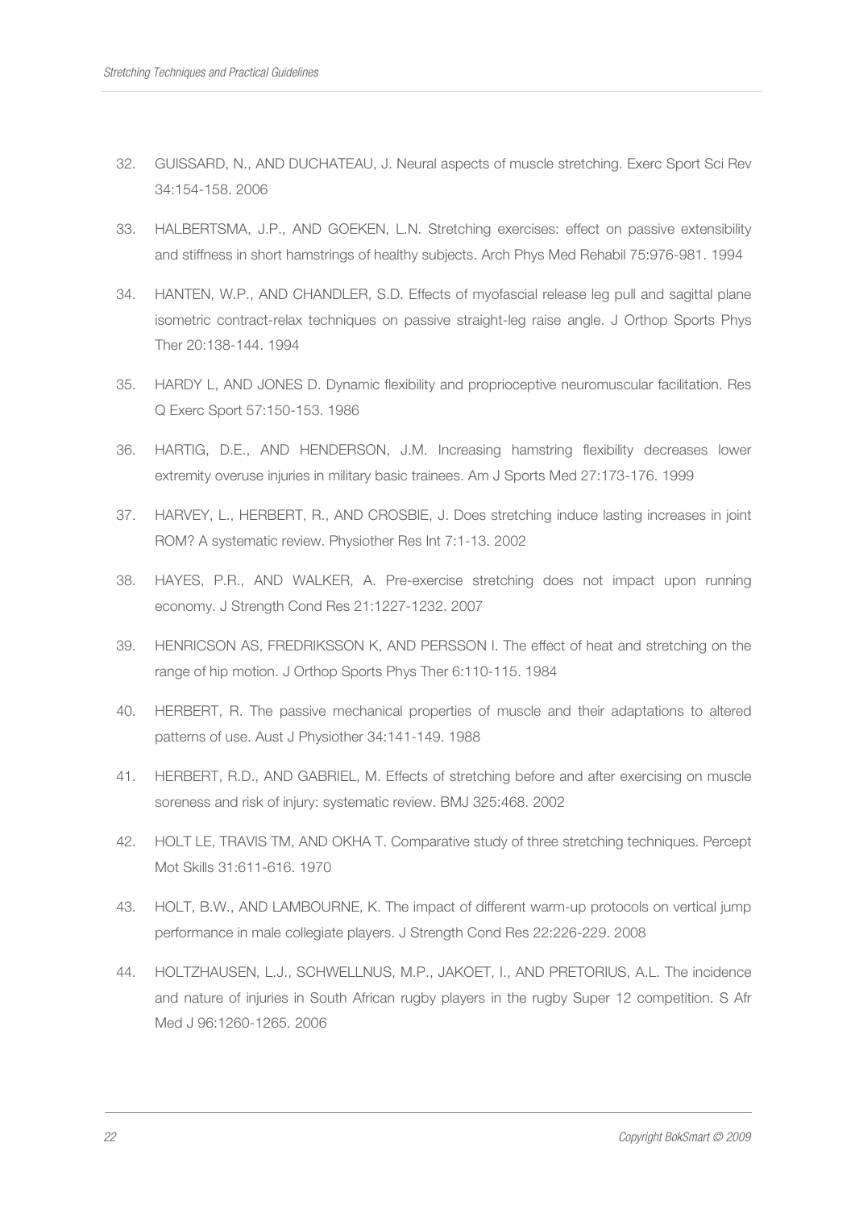32. GUISSARD, N., AND DUCHATEAU, J. Neural aspects of muscle stretching. Exerc Sport Sci Rev 34:154-158. 2006

33. HALBERTSMA, J.P., AND GOEKEN, L.N. Stretching exercises: effect on passive extensibility and stiffness in short hamstrings of healthy subjects. Arch Phys Med Rehabil 75:976-981. 1994

34. HANTEN, W.P., AND CHANDLER, S.D. Effects of myofascial release leg pull and sagittal plane isometric contract-relax techniques on passive straight-leg raise angle. J Orthop Sports Phys Ther 20:138-144. 1994

35. HARDY L, AND JONES D. Dynamic flexibility and proprioceptive neuromuscular facilitation. Res Q Exerc Sport 57:150-153. 1986

36. HARTIG, D.E., AND HENDERSON, J.M. Increasing hamstring flexibility decreases lower extremity overuse injuries in military basic trainees. Am J Sports Med 27:173-176. 1999

37. HARVEY, L., HERBERT, R., AND CROSBIE, J. Does stretching induce lasting increases in joint ROM? A systematic review. Physiother Res Int 7:1-13. 2002

38. HAYES, P.R., AND WALKER, A. Pre-exercise stretching does not impact upon running economy. J Strength Cond Res 21:1227-1232. 2007

39. HENRICSON AS, FREDRIKSSON K, AND PERSSON I. The effect of heat and stretching on the range of hip motion. J Orthop Sports Phys Ther 6:110-115. 1984

40. HERBERT, R. The passive mechanical properties of muscle and their adaptations to altered patterns of use. Aust J Physiother 34:141-149. 1988

41. HERBERT, R.D., AND GABRIEL, M. Effects of stretching before and after exercising on muscle soreness and risk of injury: systematic review. BMJ 325:468. 2002

42. HOLT LE, TRAVIS TM, AND OKHA T. Comparative study of three stretching techniques. Percept Mot Skills 31:611-616. 1970

43. HOLT, B.W., AND LAMBOURNE, K. The impact of different warm-up protocols on vertical jump performance in male collegiate players. J Strength Cond Res 22:226-229. 2008

44. HOLTZHAUSEN, L.J., SCHWELLNUS, M.P., JAKOET, I., AND PRETORIUS, A.L. The incidence and nature of injuries in South African rugby players in the rugby Super 12 competition. S Afr Med J 96:1260-1265. 2006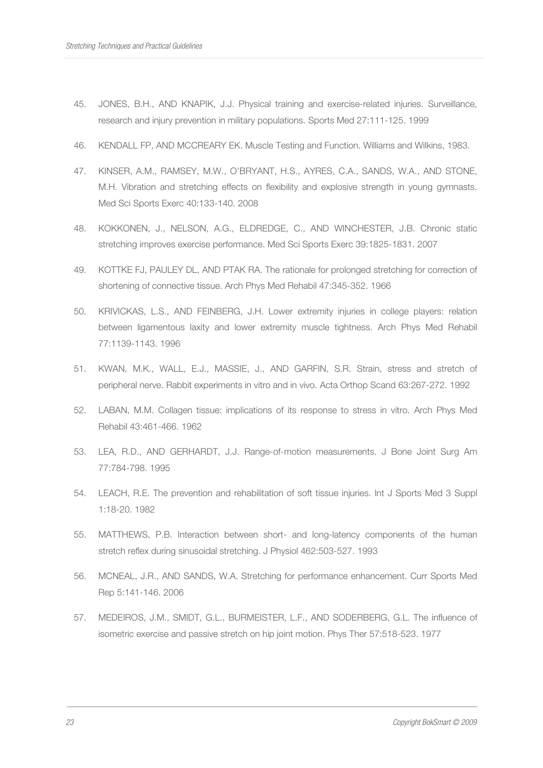45. JONES, B.H., AND KNAPIK, J.J. Physical training and exercise-related injuries. Surveillance, research and injury prevention in military populations. Sports Med 27:111-125. 1999

46. KENDALL FP, AND MCCREARY EK. Muscle Testing and Function. Williams and Wilkins, 1983.

47. KINSER, A.M., RAMSEY, M.W., O'BRYANT, H.S., AYRES, C.A., SANDS, W.A., AND STONE, M.H. Vibration and stretching effects on flexibility and explosive strength in young gymnasts. Med Sci Sports Exerc 40:133-140. 2008

48. KOKKONEN, J., NELSON, A.G., ELDREDGE, C., AND WINCHESTER, J.B. Chronic static stretching improves exercise performance. Med Sci Sports Exerc 39:1825-1831. 2007

49. KOTTKE FJ, PAULEY DL, AND PTAK RA. The rationale for prolonged stretching for correction of shortening of connective tissue. Arch Phys Med Rehabil 47:345-352. 1966

50. KRIVICKAS, L.S., AND FEINBERG, J.H. Lower extremity injuries in college players: relation between ligamentous laxity and lower extremity muscle tightness. Arch Phys Med Rehabil 77:1139-1143. 1996

51. KWAN, M.K., WALL, E.J., MASSIE, J., AND GARFIN, S.R. Strain, stress and stretch of peripheral nerve. Rabbit experiments in vitro and in vivo. Acta Orthop Scand 63:267-272. 1992

52. LABAN, M.M. Collagen tissue: implications of its response to stress in vitro. Arch Phys Med Rehabil 43:461-466. 1962

53. LEA, R.D., AND GERHARDT, J.J. Range-of-motion measurements. J Bone Joint Surg Am 77:784-798. 1995

54. LEACH, R.E. The prevention and rehabilitation of soft tissue injuries. Int J Sports Med 3 Suppl 1:18-20. 1982

55. MATTHEWS, P.B. Interaction between short- and long-latency components of the human stretch reflex during sinusoidal stretching. J Physiol 462:503-527. 1993

56. MCNEAL, J.R., AND SANDS, W.A. Stretching for performance enhancement. Curr Sports Med Rep 5:141-146. 2006

57. MEDEIROS, J.M., SMIDT, G.L., BURMEISTER, L.F., AND SODERBERG, G.L. The influence of isometric exercise and passive stretch on hip joint motion. Phys Ther 57:518-523. 1977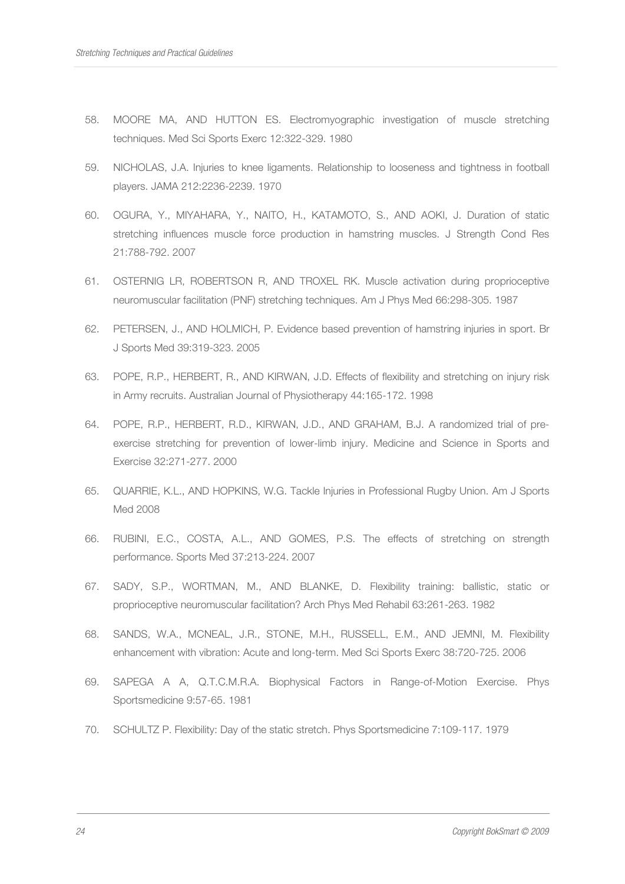58. MOORE MA, AND HUTTON ES. Electromyographic investigation of muscle stretching techniques. Med Sci Sports Exerc 12:322-329. 1980

59. NICHOLAS, J.A. Injuries to knee ligaments. Relationship to looseness and tightness in football players. JAMA 212:2236-2239. 1970

60. OGURA, Y., MIYAHARA, Y., NAITO, H., KATAMOTO, S., AND AOKI, J. Duration of static stretching influences muscle force production in hamstring muscles. J Strength Cond Res 21:788-792. 2007

61. OSTERNIG LR, ROBERTSON R, AND TROXEL RK. Muscle activation during proprioceptive neuromuscular facilitation (PNF) stretching techniques. Am J Phys Med 66:298-305. 1987

62. PETERSEN, J., AND HOLMICH, P. Evidence based prevention of hamstring injuries in sport. Br J Sports Med 39:319-323. 2005

63. POPE, R.P., HERBERT, R., AND KIRWAN, J.D. Effects of flexibility and stretching on injury risk in Army recruits. Australian Journal of Physiotherapy 44:165-172. 1998

64. POPE, R.P., HERBERT, R.D., KIRWAN, J.D., AND GRAHAM, B.J. A randomized trial of pre-exercise stretching for prevention of lower-limb injury. Medicine and Science in Sports and Exercise 32:271-277. 2000

65. QUARRIE, K.L., AND HOPKINS, W.G. Tackle Injuries in Professional Rugby Union. Am J Sports Med 2008

66. RUBINI, E.C., COSTA, A.L., AND GOMES, P.S. The effects of stretching on strength performance. Sports Med 37:213-224. 2007

67. SADY, S.P., WORTMAN, M., AND BLANKE, D. Flexibility training: ballistic, static or proprioceptive neuromuscular facilitation? Arch Phys Med Rehabil 63:261-263. 1982

68. SANDS, W.A., MCNEAL, J.R., STONE, M.H., RUSSELL, E.M., AND JEMNI, M. Flexibility enhancement with vibration: Acute and long-term. Med Sci Sports Exerc 38:720-725. 2006

69. SAPEGA A A, Q.T.C.M.R.A. Biophysical Factors in Range-of-Motion Exercise. Phys Sportsmedicine 9:57-65. 1981

70. SCHULTZ P. Flexibility: Day of the static stretch. Phys Sportsmedicine 7:109-117. 1979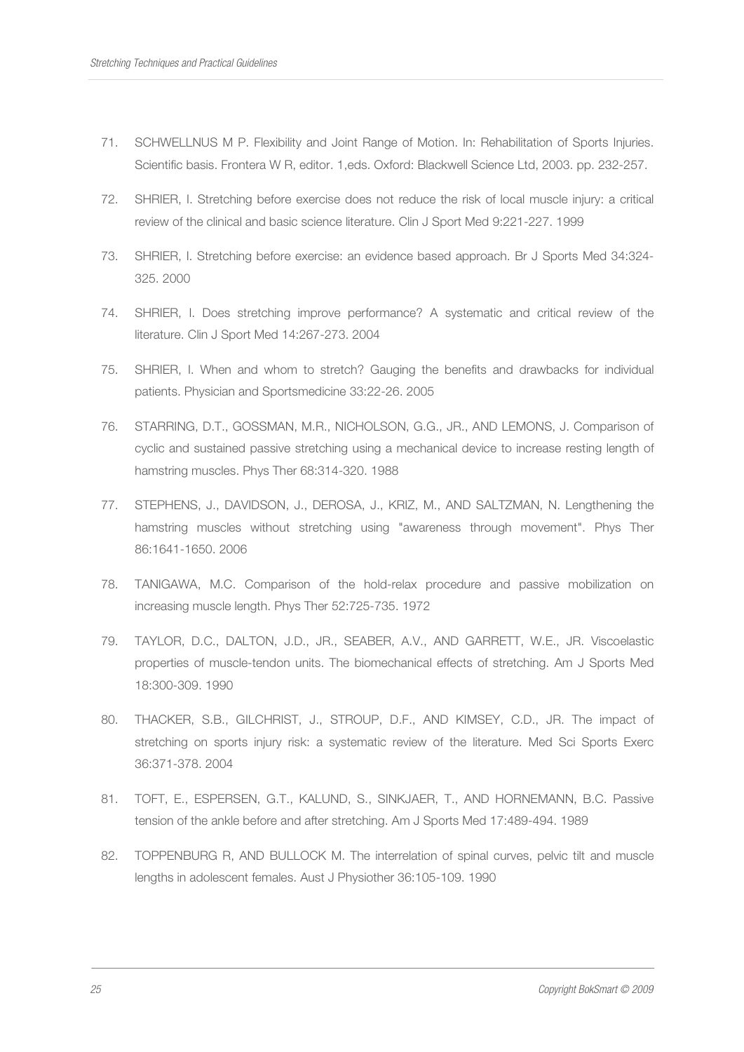71. SCHWELLNUS M P. Flexibility and Joint Range of Motion. In: Rehabilitation of Sports Injuries. Scientific basis. Frontera W R, editor. 1,eds. Oxford: Blackwell Science Ltd, 2003. pp. 232-257.

72. SHRIER, I. Stretching before exercise does not reduce the risk of local muscle injury: a critical review of the clinical and basic science literature. Clin J Sport Med 9:221-227. 1999

73. SHRIER, I. Stretching before exercise: an evidence based approach. Br J Sports Med 34:324-325. 2000

74. SHRIER, I. Does stretching improve performance? A systematic and critical review of the literature. Clin J Sport Med 14:267-273. 2004

75. SHRIER, I. When and whom to stretch? Gauging the benefits and drawbacks for individual patients. Physician and Sportsmedicine 33:22-26. 2005

76. STARRING, D.T., GOSSMAN, M.R., NICHOLSON, G.G., JR., AND LEMONS, J. Comparison of cyclic and sustained passive stretching using a mechanical device to increase resting length of hamstring muscles. Phys Ther 68:314-320. 1988

77. STEPHENS, J., DAVIDSON, J., DEROSA, J., KRIZ, M., AND SALTZMAN, N. Lengthening the hamstring muscles without stretching using "awareness through movement". Phys Ther 86:1641-1650. 2006

78. TANIGAWA, M.C. Comparison of the hold-relax procedure and passive mobilization on increasing muscle length. Phys Ther 52:725-735. 1972

79. TAYLOR, D.C., DALTON, J.D., JR., SEABER, A.V., AND GARRETT, W.E., JR. Viscoelastic properties of muscle-tendon units. The biomechanical effects of stretching. Am J Sports Med 18:300-309. 1990

80. THACKER, S.B., GILCHRIST, J., STROUP, D.F., AND KIMSEY, C.D., JR. The impact of stretching on sports injury risk: a systematic review of the literature. Med Sci Sports Exerc 36:371-378. 2004

81. TOFT, E., ESPERSEN, G.T., KALUND, S., SINKJAER, T., AND HORNEMANN, B.C. Passive tension of the ankle before and after stretching. Am J Sports Med 17:489-494. 1989

82. TOPPENBURG R, AND BULLOCK M. The interrelation of spinal curves, pelvic tilt and muscle lengths in adolescent females. Aust J Physiother 36:105-109. 1990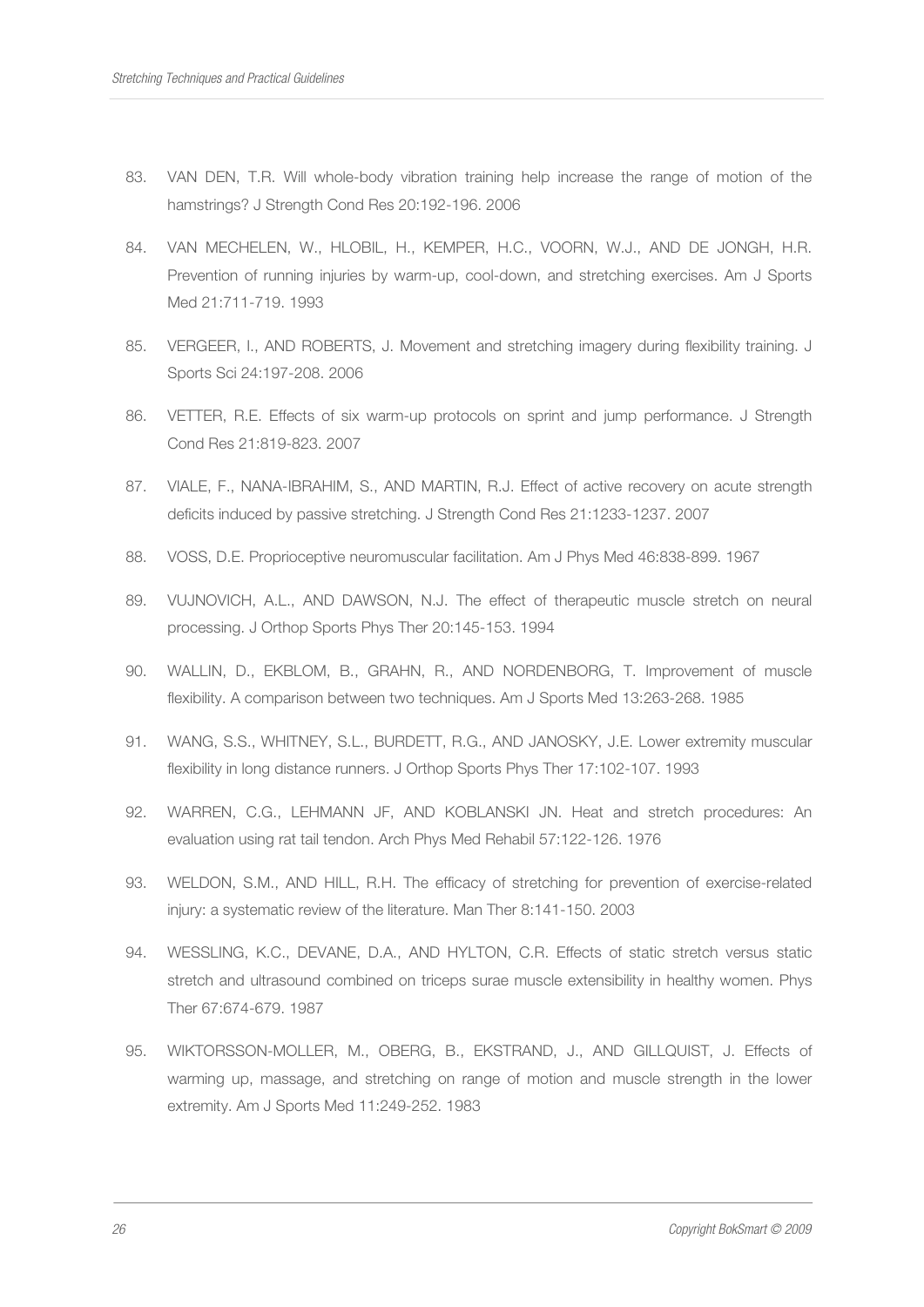83. VAN DEN, T.R. Will whole-body vibration training help increase the range of motion of the hamstrings? J Strength Cond Res 20:192-196. 2006

84. VAN MECHELEN, W., HLOBIL, H., KEMPER, H.C., VOORN, W.J., AND DE JONGH, H.R. Prevention of running injuries by warm-up, cool-down, and stretching exercises. Am J Sports Med 21:711-719. 1993

85. VERGEER, I., AND ROBERTS, J. Movement and stretching imagery during flexibility training. J Sports Sci 24:197-208. 2006

86. VETTER, R.E. Effects of six warm-up protocols on sprint and jump performance. J Strength Cond Res 21:819-823. 2007

87. VIALE, F., NANA-IBRAHIM, S., AND MARTIN, R.J. Effect of active recovery on acute strength deficits induced by passive stretching. J Strength Cond Res 21:1233-1237. 2007

88. VOSS, D.E. Proprioceptive neuromuscular facilitation. Am J Phys Med 46:838-899. 1967

89. VUJNOVICH, A.L., AND DAWSON, N.J. The effect of therapeutic muscle stretch on neural processing. J Orthop Sports Phys Ther 20:145-153. 1994

90. WALLIN, D., EKBLOM, B., GRAHN, R., AND NORDENBORG, T. Improvement of muscle flexibility. A comparison between two techniques. Am J Sports Med 13:263-268. 1985

91. WANG, S.S., WHITNEY, S.L., BURDETT, R.G., AND JANOSKY, J.E. Lower extremity muscular flexibility in long distance runners. J Orthop Sports Phys Ther 17:102-107. 1993

92. WARREN, C.G., LEHMANN JF, AND KOBLANSKI JN. Heat and stretch procedures: An evaluation using rat tail tendon. Arch Phys Med Rehabil 57:122-126. 1976

93. WELDON, S.M., AND HILL, R.H. The efficacy of stretching for prevention of exercise-related injury: a systematic review of the literature. Man Ther 8:141-150. 2003

94. WESSLING, K.C., DEVANE, D.A., AND HYLTON, C.R. Effects of static stretch versus static stretch and ultrasound combined on triceps surae muscle extensibility in healthy women. Phys Ther 67:674-679. 1987

95. WIKTORSSON-MOLLER, M., OBERG, B., EKSTRAND, J., AND GILLQUIST, J. Effects of warming up, massage, and stretching on range of motion and muscle strength in the lower extremity. Am J Sports Med 11:249-252. 1983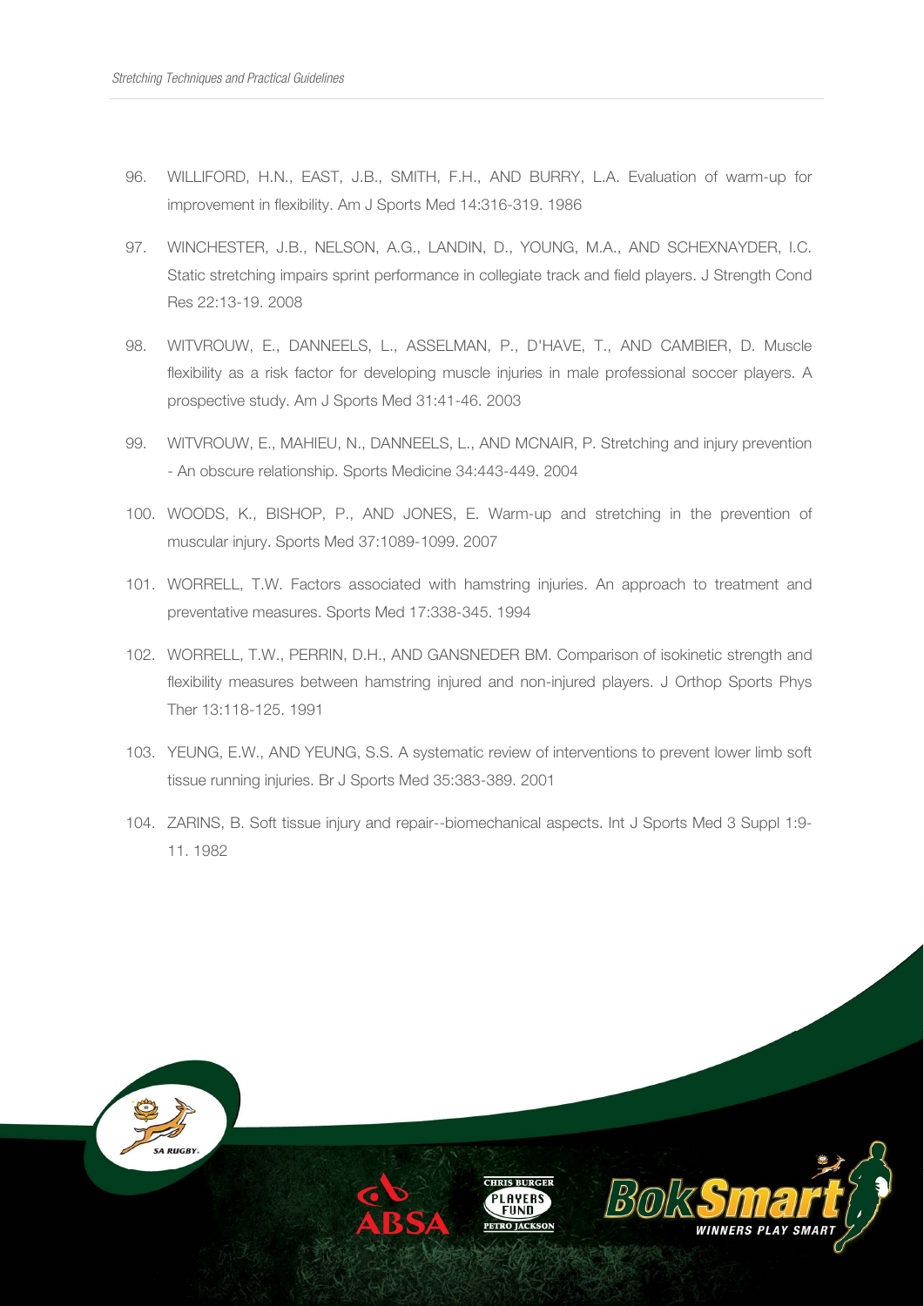96. WILLIFORD, H.N., EAST, J.B., SMITH, F.H., AND BURRY, L.A. Evaluation of warm-up for improvement in flexibility. Am J Sports Med 14:316-319. 1986

97. WINCHESTER, J.B., NELSON, A.G., LANDIN, D., YOUNG, M.A., AND SCHEXNAYDER, I.C. Static stretching impairs sprint performance in collegiate track and field players. J Strength Cond Res 22:13-19. 2008

98. WITVROUW, E., DANNEELS, L., ASSELMAN, P., D'HAVE, T., AND CAMBIER, D. Muscle flexibility as a risk factor for developing muscle injuries in male professional soccer players. A prospective study. Am J Sports Med 31:41-46. 2003

99. WITVROUW, E., MAHIEU, N., DANNEELS, L., AND MCNAIR, P. Stretching and injury prevention - An obscure relationship. Sports Medicine 34:443-449. 2004

100. WOODS, K., BISHOP, P., AND JONES, E. Warm-up and stretching in the prevention of muscular injury. Sports Med 37:1089-1099. 2007

101. WORRELL, T.W. Factors associated with hamstring injuries. An approach to treatment and preventative measures. Sports Med 17:338-345. 1994

102. WORRELL, T.W., PERRIN, D.H., AND GANSNEDER BM. Comparison of isokinetic strength and flexibility measures between hamstring injured and non-injured players. J Orthop Sports Phys Ther 13:118-125. 1991

103. YEUNG, E.W., AND YEUNG, S.S. A systematic review of interventions to prevent lower limb soft tissue running injuries. Br J Sports Med 35:383-389. 2001

104. ZARINS, B. Soft tissue injury and repair--biomechanical aspects. Int J Sports Med 3 Suppl 1:9-11. 1982